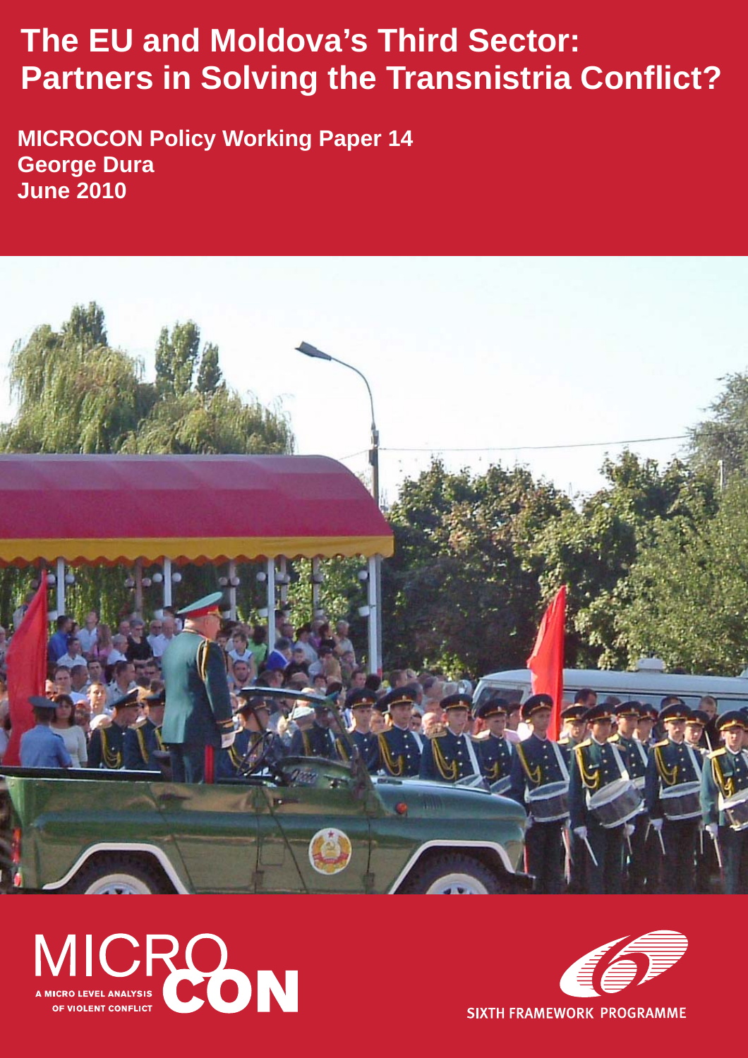# The EU and Moldova's Third Sector: Partners in Solving the Transnistria Conflict?

**MICROCON Policy Working Paper 14**
**George Dura**
**June 2010**

MICROCON
A MICRO LEVEL ANALYSIS OF VIOLENT CONFLICT

SIXTH FRAMEWORK PROGRAMME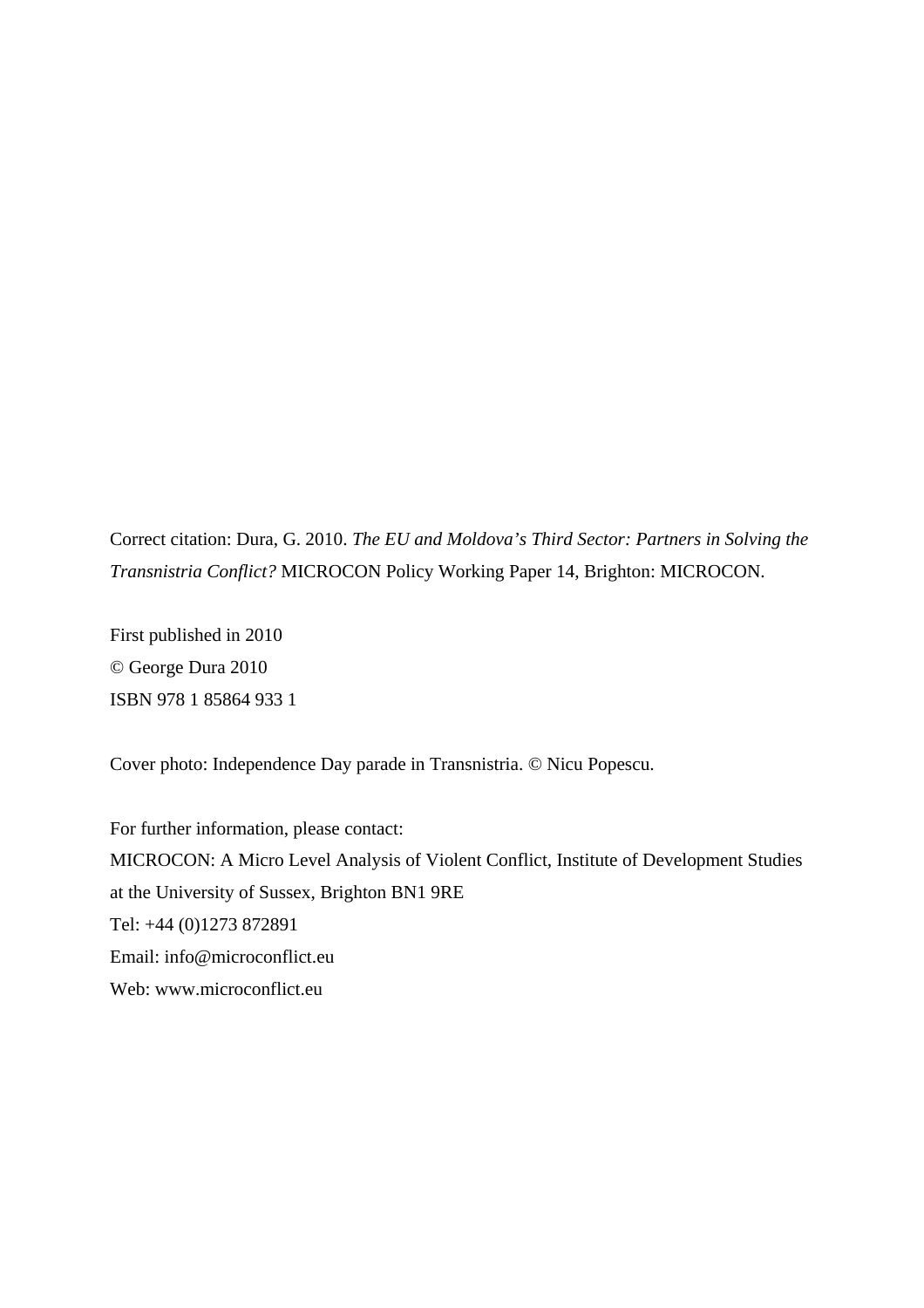Correct citation: Dura, G. 2010. *The EU and Moldova's Third Sector: Partners in Solving the Transnistria Conflict?* MICROCON Policy Working Paper 14, Brighton: MICROCON.

First published in 2010
© George Dura 2010
ISBN 978 1 85864 933 1

Cover photo: Independence Day parade in Transnistria. © Nicu Popescu.

For further information, please contact:
MICROCON: A Micro Level Analysis of Violent Conflict, Institute of Development Studies at the University of Sussex, Brighton BN1 9RE
Tel: +44 (0)1273 872891
Email: info@microconflict.eu
Web: www.microconflict.eu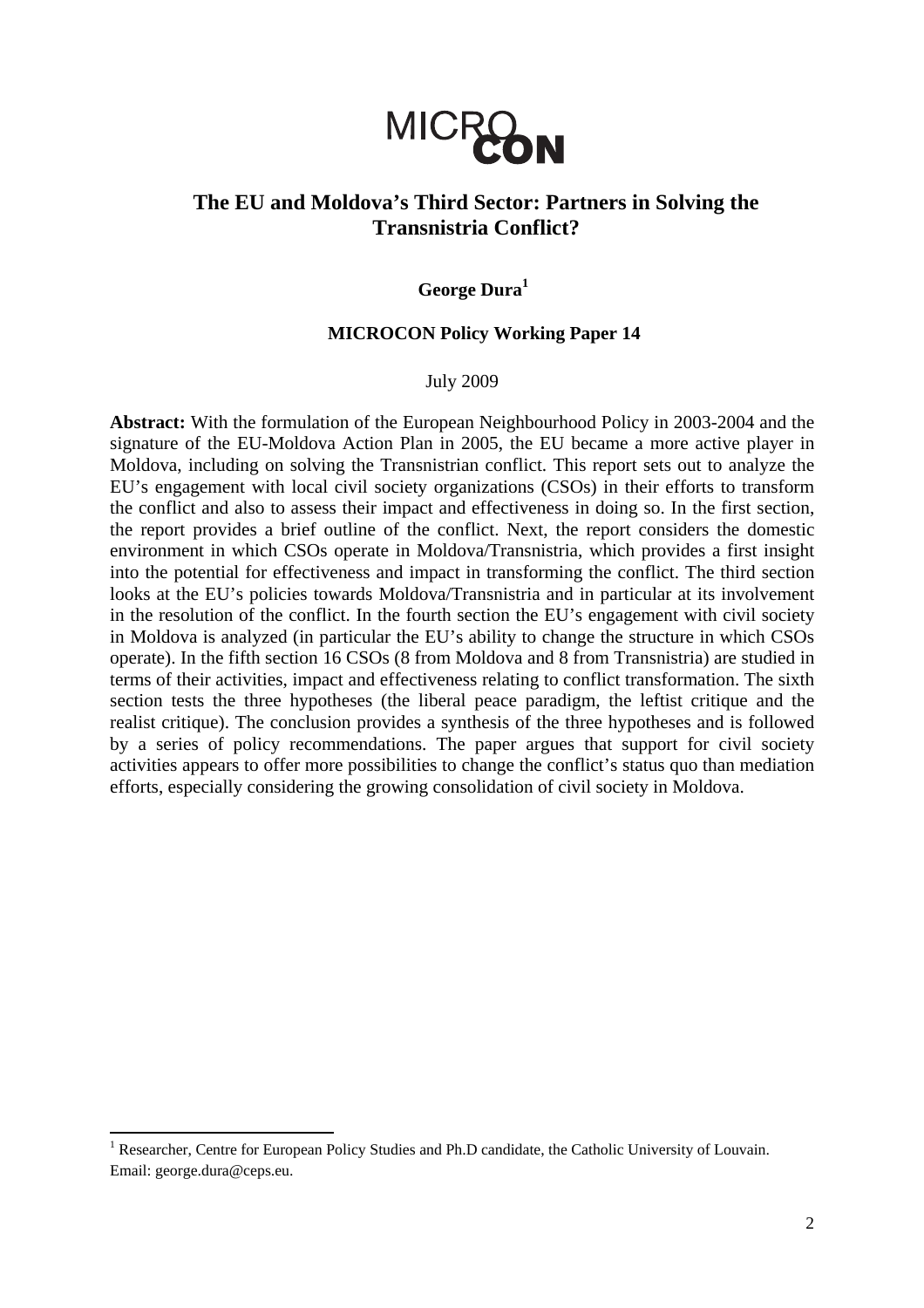MICRO**CON**

## The EU and Moldova's Third Sector: Partners in Solving the Transnistria Conflict?

**George Dura[1]**

**MICROCON Policy Working Paper 14**

July 2009

**Abstract:** With the formulation of the European Neighbourhood Policy in 2003-2004 and the signature of the EU-Moldova Action Plan in 2005, the EU became a more active player in Moldova, including on solving the Transnistrian conflict. This report sets out to analyze the EU's engagement with local civil society organizations (CSOs) in their efforts to transform the conflict and also to assess their impact and effectiveness in doing so. In the first section, the report provides a brief outline of the conflict. Next, the report considers the domestic environment in which CSOs operate in Moldova/Transnistria, which provides a first insight into the potential for effectiveness and impact in transforming the conflict. The third section looks at the EU's policies towards Moldova/Transnistria and in particular at its involvement in the resolution of the conflict. In the fourth section the EU's engagement with civil society in Moldova is analyzed (in particular the EU's ability to change the structure in which CSOs operate). In the fifth section 16 CSOs (8 from Moldova and 8 from Transnistria) are studied in terms of their activities, impact and effectiveness relating to conflict transformation. The sixth section tests the three hypotheses (the liberal peace paradigm, the leftist critique and the realist critique). The conclusion provides a synthesis of the three hypotheses and is followed by a series of policy recommendations. The paper argues that support for civil society activities appears to offer more possibilities to change the conflict's status quo than mediation efforts, especially considering the growing consolidation of civil society in Moldova.

---

[1] Researcher, Centre for European Policy Studies and Ph.D candidate, the Catholic University of Louvain. Email: george.dura@ceps.eu.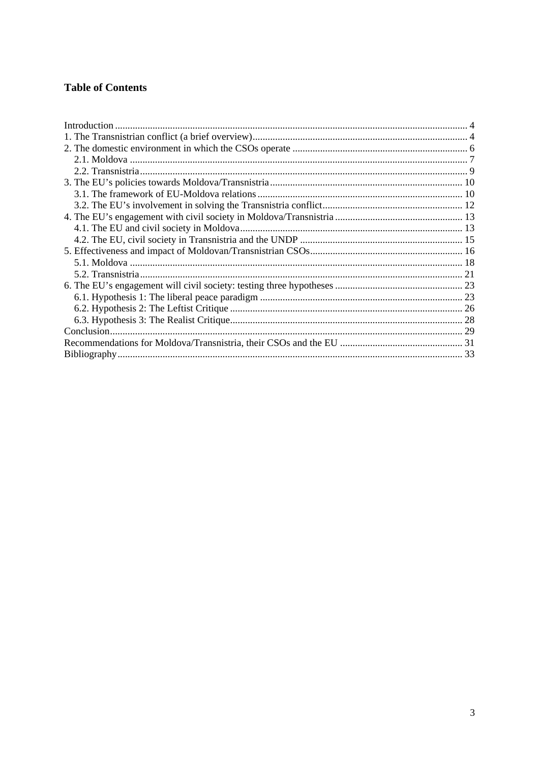# Table of Contents

- Introduction ... 4
- 1. The Transnistrian conflict (a brief overview) ... 4
- 2. The domestic environment in which the CSOs operate ... 6
  - 2.1. Moldova ... 7
  - 2.2. Transnistria ... 9
- 3. The EU's policies towards Moldova/Transnistria ... 10
  - 3.1. The framework of EU-Moldova relations ... 10
  - 3.2. The EU's involvement in solving the Transnistria conflict ... 12
- 4. The EU's engagement with civil society in Moldova/Transnistria ... 13
  - 4.1. The EU and civil society in Moldova ... 13
  - 4.2. The EU, civil society in Transnistria and the UNDP ... 15
- 5. Effectiveness and impact of Moldovan/Transnistrian CSOs ... 16
  - 5.1. Moldova ... 18
  - 5.2. Transnistria ... 21
- 6. The EU's engagement will civil society: testing three hypotheses ... 23
  - 6.1. Hypothesis 1: The liberal peace paradigm ... 23
  - 6.2. Hypothesis 2: The Leftist Critique ... 26
  - 6.3. Hypothesis 3: The Realist Critique ... 28
- Conclusion ... 29
- Recommendations for Moldova/Transnistria, their CSOs and the EU ... 31
- Bibliography ... 33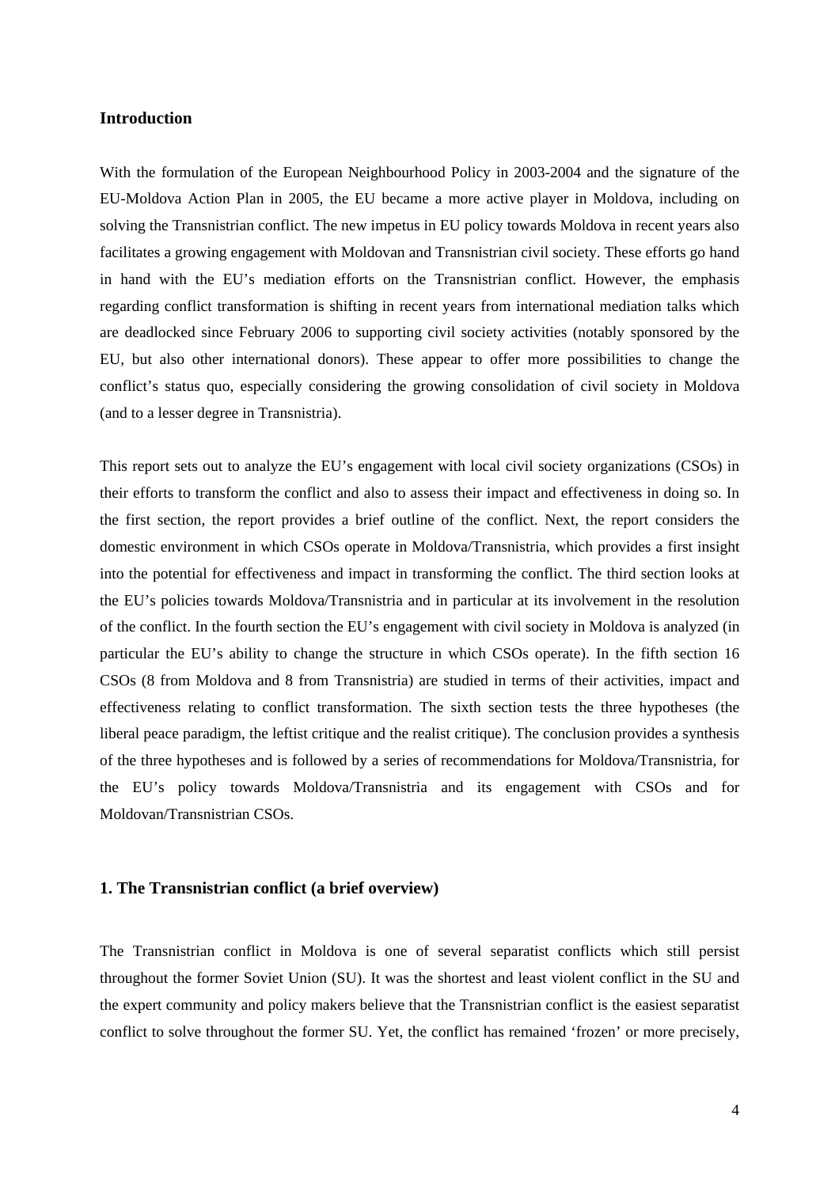## Introduction

With the formulation of the European Neighbourhood Policy in 2003-2004 and the signature of the EU-Moldova Action Plan in 2005, the EU became a more active player in Moldova, including on solving the Transnistrian conflict. The new impetus in EU policy towards Moldova in recent years also facilitates a growing engagement with Moldovan and Transnistrian civil society. These efforts go hand in hand with the EU's mediation efforts on the Transnistrian conflict. However, the emphasis regarding conflict transformation is shifting in recent years from international mediation talks which are deadlocked since February 2006 to supporting civil society activities (notably sponsored by the EU, but also other international donors). These appear to offer more possibilities to change the conflict's status quo, especially considering the growing consolidation of civil society in Moldova (and to a lesser degree in Transnistria).

This report sets out to analyze the EU's engagement with local civil society organizations (CSOs) in their efforts to transform the conflict and also to assess their impact and effectiveness in doing so. In the first section, the report provides a brief outline of the conflict. Next, the report considers the domestic environment in which CSOs operate in Moldova/Transnistria, which provides a first insight into the potential for effectiveness and impact in transforming the conflict. The third section looks at the EU's policies towards Moldova/Transnistria and in particular at its involvement in the resolution of the conflict. In the fourth section the EU's engagement with civil society in Moldova is analyzed (in particular the EU's ability to change the structure in which CSOs operate). In the fifth section 16 CSOs (8 from Moldova and 8 from Transnistria) are studied in terms of their activities, impact and effectiveness relating to conflict transformation. The sixth section tests the three hypotheses (the liberal peace paradigm, the leftist critique and the realist critique). The conclusion provides a synthesis of the three hypotheses and is followed by a series of recommendations for Moldova/Transnistria, for the EU's policy towards Moldova/Transnistria and its engagement with CSOs and for Moldovan/Transnistrian CSOs.

## 1. The Transnistrian conflict (a brief overview)

The Transnistrian conflict in Moldova is one of several separatist conflicts which still persist throughout the former Soviet Union (SU). It was the shortest and least violent conflict in the SU and the expert community and policy makers believe that the Transnistrian conflict is the easiest separatist conflict to solve throughout the former SU. Yet, the conflict has remained 'frozen' or more precisely,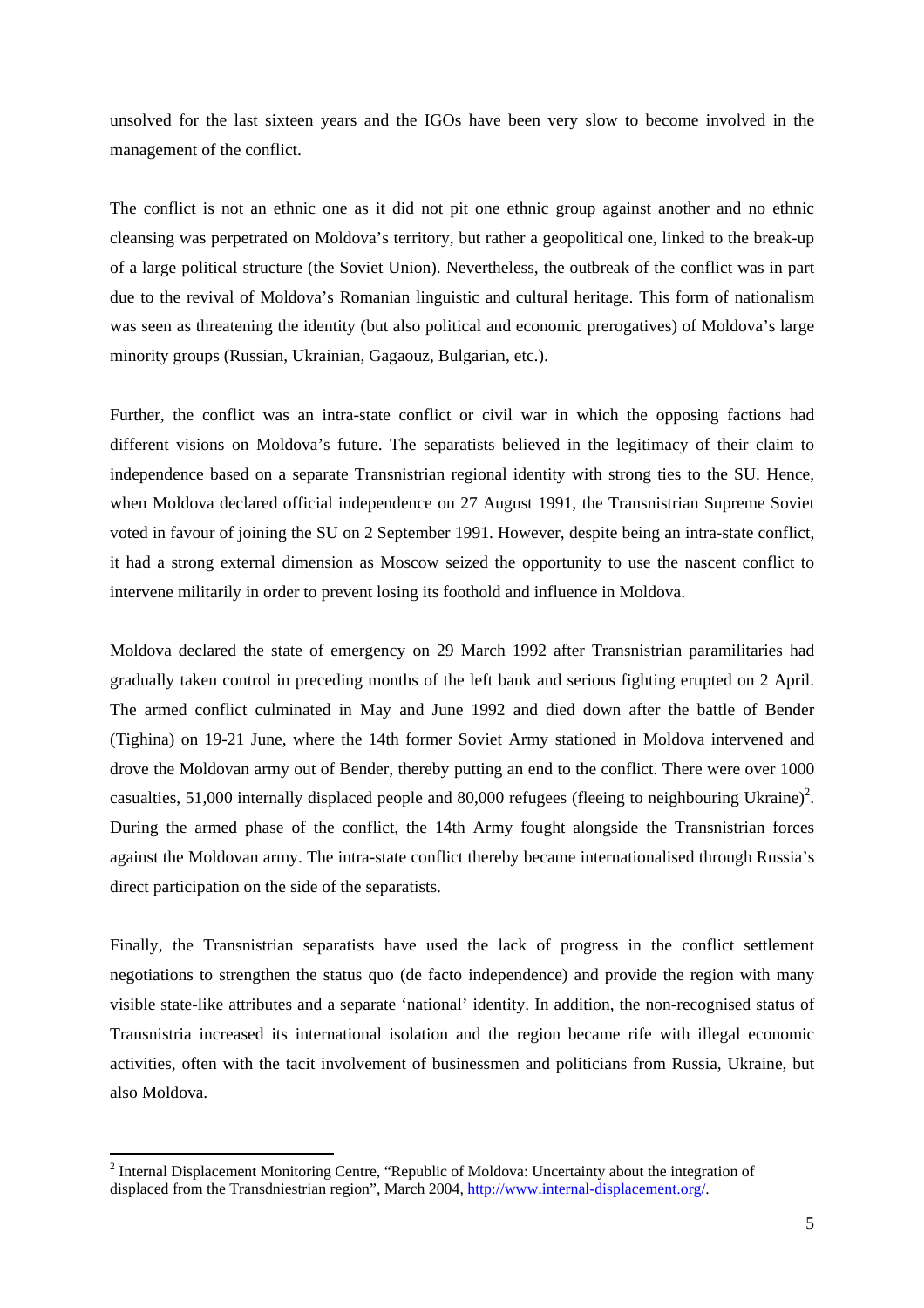unsolved for the last sixteen years and the IGOs have been very slow to become involved in the management of the conflict.

The conflict is not an ethnic one as it did not pit one ethnic group against another and no ethnic cleansing was perpetrated on Moldova's territory, but rather a geopolitical one, linked to the break-up of a large political structure (the Soviet Union). Nevertheless, the outbreak of the conflict was in part due to the revival of Moldova's Romanian linguistic and cultural heritage. This form of nationalism was seen as threatening the identity (but also political and economic prerogatives) of Moldova's large minority groups (Russian, Ukrainian, Gagaouz, Bulgarian, etc.).

Further, the conflict was an intra-state conflict or civil war in which the opposing factions had different visions on Moldova's future. The separatists believed in the legitimacy of their claim to independence based on a separate Transnistrian regional identity with strong ties to the SU. Hence, when Moldova declared official independence on 27 August 1991, the Transnistrian Supreme Soviet voted in favour of joining the SU on 2 September 1991. However, despite being an intra-state conflict, it had a strong external dimension as Moscow seized the opportunity to use the nascent conflict to intervene militarily in order to prevent losing its foothold and influence in Moldova.

Moldova declared the state of emergency on 29 March 1992 after Transnistrian paramilitaries had gradually taken control in preceding months of the left bank and serious fighting erupted on 2 April. The armed conflict culminated in May and June 1992 and died down after the battle of Bender (Tighina) on 19-21 June, where the 14th former Soviet Army stationed in Moldova intervened and drove the Moldovan army out of Bender, thereby putting an end to the conflict. There were over 1000 casualties, 51,000 internally displaced people and 80,000 refugees (fleeing to neighbouring Ukraine)[2]. During the armed phase of the conflict, the 14th Army fought alongside the Transnistrian forces against the Moldovan army. The intra-state conflict thereby became internationalised through Russia's direct participation on the side of the separatists.

Finally, the Transnistrian separatists have used the lack of progress in the conflict settlement negotiations to strengthen the status quo (de facto independence) and provide the region with many visible state-like attributes and a separate 'national' identity. In addition, the non-recognised status of Transnistria increased its international isolation and the region became rife with illegal economic activities, often with the tacit involvement of businessmen and politicians from Russia, Ukraine, but also Moldova.

---

[2] Internal Displacement Monitoring Centre, "Republic of Moldova: Uncertainty about the integration of displaced from the Transdniestrian region", March 2004, http://www.internal-displacement.org/.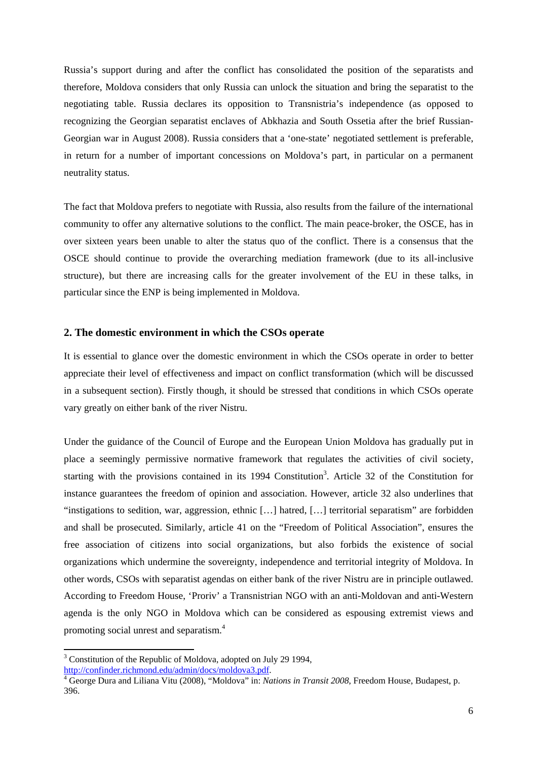Russia's support during and after the conflict has consolidated the position of the separatists and therefore, Moldova considers that only Russia can unlock the situation and bring the separatist to the negotiating table. Russia declares its opposition to Transnistria's independence (as opposed to recognizing the Georgian separatist enclaves of Abkhazia and South Ossetia after the brief Russian-Georgian war in August 2008). Russia considers that a 'one-state' negotiated settlement is preferable, in return for a number of important concessions on Moldova's part, in particular on a permanent neutrality status.

The fact that Moldova prefers to negotiate with Russia, also results from the failure of the international community to offer any alternative solutions to the conflict. The main peace-broker, the OSCE, has in over sixteen years been unable to alter the status quo of the conflict. There is a consensus that the OSCE should continue to provide the overarching mediation framework (due to its all-inclusive structure), but there are increasing calls for the greater involvement of the EU in these talks, in particular since the ENP is being implemented in Moldova.

## 2. The domestic environment in which the CSOs operate

It is essential to glance over the domestic environment in which the CSOs operate in order to better appreciate their level of effectiveness and impact on conflict transformation (which will be discussed in a subsequent section). Firstly though, it should be stressed that conditions in which CSOs operate vary greatly on either bank of the river Nistru.

Under the guidance of the Council of Europe and the European Union Moldova has gradually put in place a seemingly permissive normative framework that regulates the activities of civil society, starting with the provisions contained in its 1994 Constitution[3]. Article 32 of the Constitution for instance guarantees the freedom of opinion and association. However, article 32 also underlines that "instigations to sedition, war, aggression, ethnic […] hatred, […] territorial separatism" are forbidden and shall be prosecuted. Similarly, article 41 on the "Freedom of Political Association", ensures the free association of citizens into social organizations, but also forbids the existence of social organizations which undermine the sovereignty, independence and territorial integrity of Moldova. In other words, CSOs with separatist agendas on either bank of the river Nistru are in principle outlawed. According to Freedom House, 'Proriv' a Transnistrian NGO with an anti-Moldovan and anti-Western agenda is the only NGO in Moldova which can be considered as espousing extremist views and promoting social unrest and separatism.[4]

---

[3] Constitution of the Republic of Moldova, adopted on July 29 1994, http://confinder.richmond.edu/admin/docs/moldova3.pdf.

[4] George Dura and Liliana Vitu (2008), "Moldova" in: *Nations in Transit 2008*, Freedom House, Budapest, p. 396.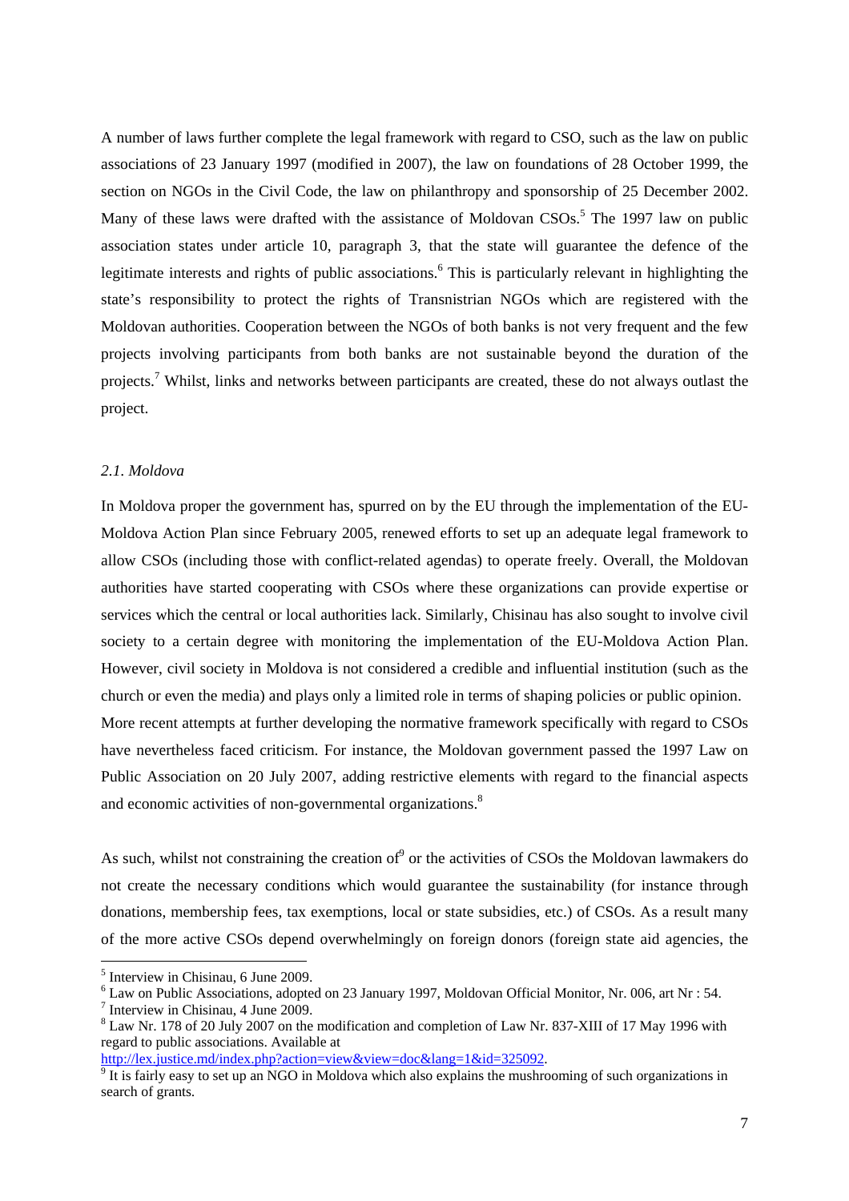A number of laws further complete the legal framework with regard to CSO, such as the law on public associations of 23 January 1997 (modified in 2007), the law on foundations of 28 October 1999, the section on NGOs in the Civil Code, the law on philanthropy and sponsorship of 25 December 2002. Many of these laws were drafted with the assistance of Moldovan CSOs.[5] The 1997 law on public association states under article 10, paragraph 3, that the state will guarantee the defence of the legitimate interests and rights of public associations.[6] This is particularly relevant in highlighting the state's responsibility to protect the rights of Transnistrian NGOs which are registered with the Moldovan authorities. Cooperation between the NGOs of both banks is not very frequent and the few projects involving participants from both banks are not sustainable beyond the duration of the projects.[7] Whilst, links and networks between participants are created, these do not always outlast the project.

### *2.1. Moldova*

In Moldova proper the government has, spurred on by the EU through the implementation of the EU-Moldova Action Plan since February 2005, renewed efforts to set up an adequate legal framework to allow CSOs (including those with conflict-related agendas) to operate freely. Overall, the Moldovan authorities have started cooperating with CSOs where these organizations can provide expertise or services which the central or local authorities lack. Similarly, Chisinau has also sought to involve civil society to a certain degree with monitoring the implementation of the EU-Moldova Action Plan. However, civil society in Moldova is not considered a credible and influential institution (such as the church or even the media) and plays only a limited role in terms of shaping policies or public opinion.
More recent attempts at further developing the normative framework specifically with regard to CSOs have nevertheless faced criticism. For instance, the Moldovan government passed the 1997 Law on Public Association on 20 July 2007, adding restrictive elements with regard to the financial aspects and economic activities of non-governmental organizations.[8]

As such, whilst not constraining the creation of[9] or the activities of CSOs the Moldovan lawmakers do not create the necessary conditions which would guarantee the sustainability (for instance through donations, membership fees, tax exemptions, local or state subsidies, etc.) of CSOs. As a result many of the more active CSOs depend overwhelmingly on foreign donors (foreign state aid agencies, the

---

[5] Interview in Chisinau, 6 June 2009.

[6] Law on Public Associations, adopted on 23 January 1997, Moldovan Official Monitor, Nr. 006, art Nr : 54.

[7] Interview in Chisinau, 4 June 2009.

[8] Law Nr. 178 of 20 July 2007 on the modification and completion of Law Nr. 837-XIII of 17 May 1996 with regard to public associations. Available at http://lex.justice.md/index.php?action=view&view=doc&lang=1&id=325092.

[9] It is fairly easy to set up an NGO in Moldova which also explains the mushrooming of such organizations in search of grants.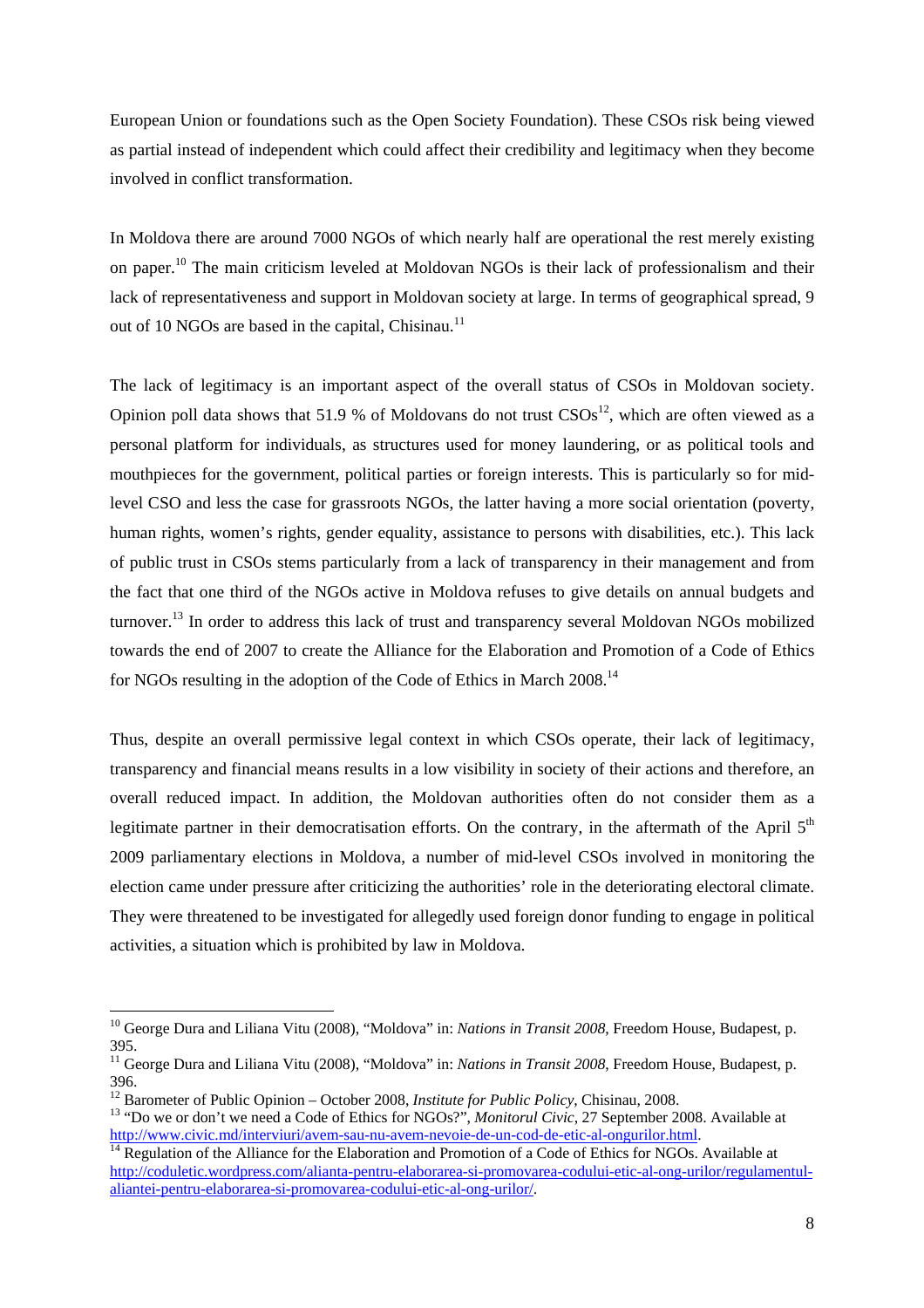European Union or foundations such as the Open Society Foundation). These CSOs risk being viewed as partial instead of independent which could affect their credibility and legitimacy when they become involved in conflict transformation.

In Moldova there are around 7000 NGOs of which nearly half are operational the rest merely existing on paper.[10] The main criticism leveled at Moldovan NGOs is their lack of professionalism and their lack of representativeness and support in Moldovan society at large. In terms of geographical spread, 9 out of 10 NGOs are based in the capital, Chisinau.[11]

The lack of legitimacy is an important aspect of the overall status of CSOs in Moldovan society. Opinion poll data shows that 51.9 % of Moldovans do not trust CSOs[12], which are often viewed as a personal platform for individuals, as structures used for money laundering, or as political tools and mouthpieces for the government, political parties or foreign interests. This is particularly so for mid-level CSO and less the case for grassroots NGOs, the latter having a more social orientation (poverty, human rights, women's rights, gender equality, assistance to persons with disabilities, etc.). This lack of public trust in CSOs stems particularly from a lack of transparency in their management and from the fact that one third of the NGOs active in Moldova refuses to give details on annual budgets and turnover.[13] In order to address this lack of trust and transparency several Moldovan NGOs mobilized towards the end of 2007 to create the Alliance for the Elaboration and Promotion of a Code of Ethics for NGOs resulting in the adoption of the Code of Ethics in March 2008.[14]

Thus, despite an overall permissive legal context in which CSOs operate, their lack of legitimacy, transparency and financial means results in a low visibility in society of their actions and therefore, an overall reduced impact. In addition, the Moldovan authorities often do not consider them as a legitimate partner in their democratisation efforts. On the contrary, in the aftermath of the April 5th 2009 parliamentary elections in Moldova, a number of mid-level CSOs involved in monitoring the election came under pressure after criticizing the authorities' role in the deteriorating electoral climate. They were threatened to be investigated for allegedly used foreign donor funding to engage in political activities, a situation which is prohibited by law in Moldova.

---

[10] George Dura and Liliana Vitu (2008), "Moldova" in: *Nations in Transit 2008*, Freedom House, Budapest, p. 395.

[11] George Dura and Liliana Vitu (2008), "Moldova" in: *Nations in Transit 2008*, Freedom House, Budapest, p. 396.

[12] Barometer of Public Opinion – October 2008, *Institute for Public Policy*, Chisinau, 2008.

[13] "Do we or don't we need a Code of Ethics for NGOs?", *Monitorul Civic*, 27 September 2008. Available at http://www.civic.md/interviuri/avem-sau-nu-avem-nevoie-de-un-cod-de-etic-al-ongurilor.html.

[14] Regulation of the Alliance for the Elaboration and Promotion of a Code of Ethics for NGOs. Available at http://coduletic.wordpress.com/alianta-pentru-elaborarea-si-promovarea-codului-etic-al-ong-urilor/regulamentul-aliantei-pentru-elaborarea-si-promovarea-codului-etic-al-ong-urilor/.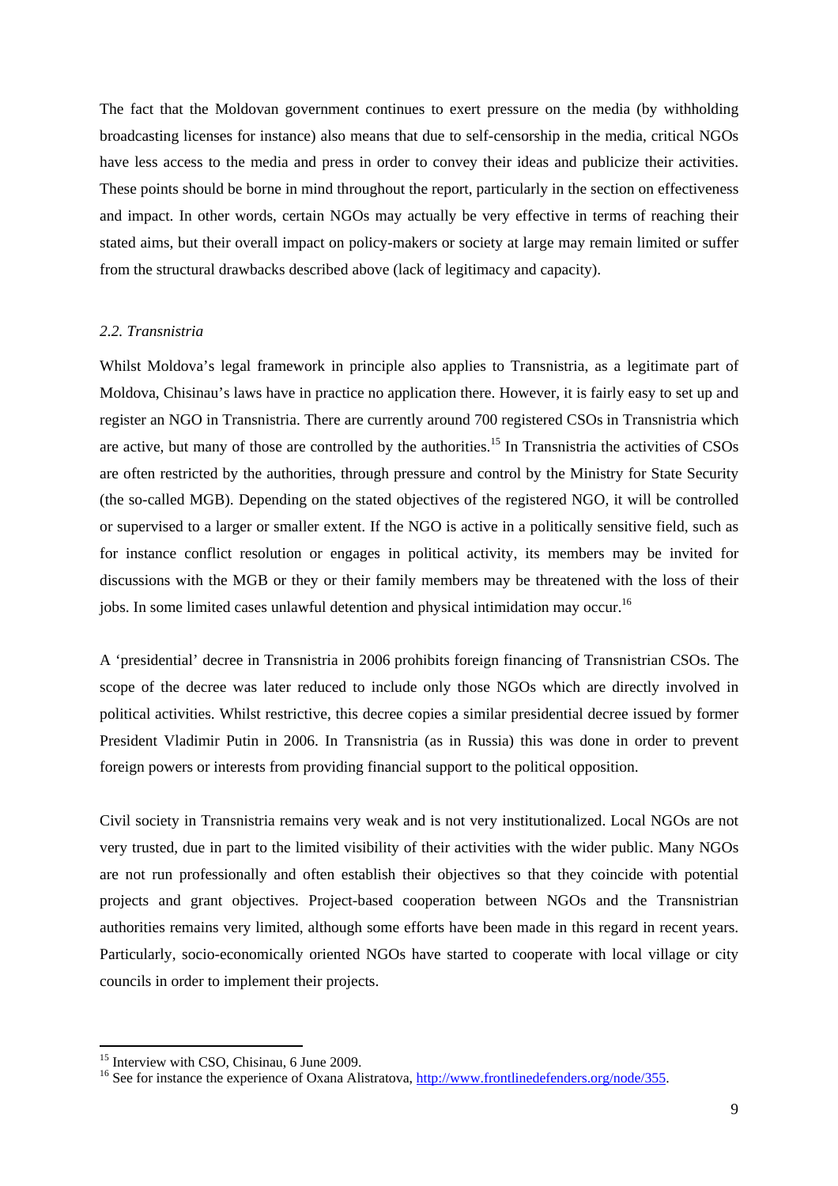The fact that the Moldovan government continues to exert pressure on the media (by withholding broadcasting licenses for instance) also means that due to self-censorship in the media, critical NGOs have less access to the media and press in order to convey their ideas and publicize their activities. These points should be borne in mind throughout the report, particularly in the section on effectiveness and impact. In other words, certain NGOs may actually be very effective in terms of reaching their stated aims, but their overall impact on policy-makers or society at large may remain limited or suffer from the structural drawbacks described above (lack of legitimacy and capacity).

### *2.2. Transnistria*

Whilst Moldova's legal framework in principle also applies to Transnistria, as a legitimate part of Moldova, Chisinau's laws have in practice no application there. However, it is fairly easy to set up and register an NGO in Transnistria. There are currently around 700 registered CSOs in Transnistria which are active, but many of those are controlled by the authorities.[15] In Transnistria the activities of CSOs are often restricted by the authorities, through pressure and control by the Ministry for State Security (the so-called MGB). Depending on the stated objectives of the registered NGO, it will be controlled or supervised to a larger or smaller extent. If the NGO is active in a politically sensitive field, such as for instance conflict resolution or engages in political activity, its members may be invited for discussions with the MGB or they or their family members may be threatened with the loss of their jobs. In some limited cases unlawful detention and physical intimidation may occur.[16]

A 'presidential' decree in Transnistria in 2006 prohibits foreign financing of Transnistrian CSOs. The scope of the decree was later reduced to include only those NGOs which are directly involved in political activities. Whilst restrictive, this decree copies a similar presidential decree issued by former President Vladimir Putin in 2006. In Transnistria (as in Russia) this was done in order to prevent foreign powers or interests from providing financial support to the political opposition.

Civil society in Transnistria remains very weak and is not very institutionalized. Local NGOs are not very trusted, due in part to the limited visibility of their activities with the wider public. Many NGOs are not run professionally and often establish their objectives so that they coincide with potential projects and grant objectives. Project-based cooperation between NGOs and the Transnistrian authorities remains very limited, although some efforts have been made in this regard in recent years. Particularly, socio-economically oriented NGOs have started to cooperate with local village or city councils in order to implement their projects.

---

[15] Interview with CSO, Chisinau, 6 June 2009.

[16] See for instance the experience of Oxana Alistratova, http://www.frontlinedefenders.org/node/355.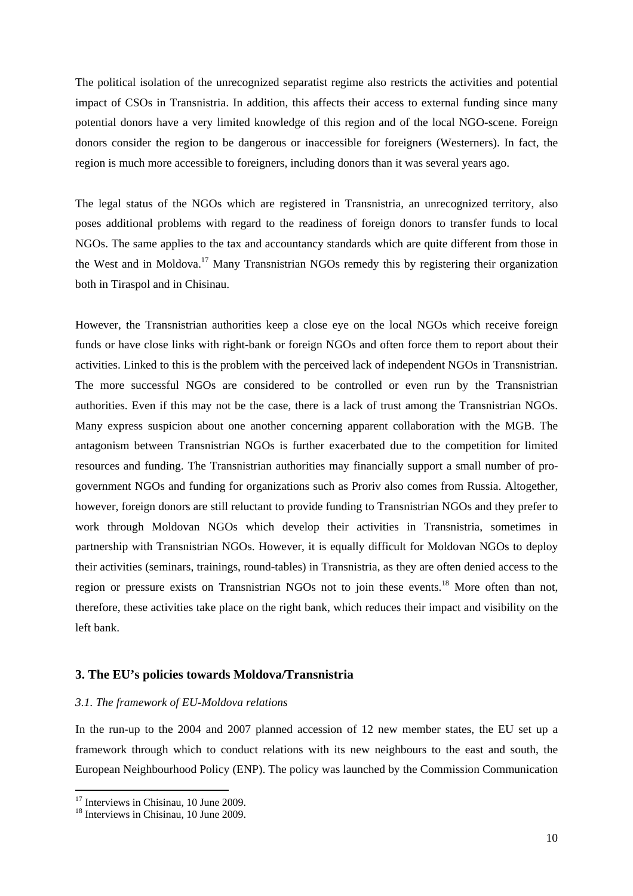The political isolation of the unrecognized separatist regime also restricts the activities and potential impact of CSOs in Transnistria. In addition, this affects their access to external funding since many potential donors have a very limited knowledge of this region and of the local NGO-scene. Foreign donors consider the region to be dangerous or inaccessible for foreigners (Westerners). In fact, the region is much more accessible to foreigners, including donors than it was several years ago.

The legal status of the NGOs which are registered in Transnistria, an unrecognized territory, also poses additional problems with regard to the readiness of foreign donors to transfer funds to local NGOs. The same applies to the tax and accountancy standards which are quite different from those in the West and in Moldova.[17] Many Transnistrian NGOs remedy this by registering their organization both in Tiraspol and in Chisinau.

However, the Transnistrian authorities keep a close eye on the local NGOs which receive foreign funds or have close links with right-bank or foreign NGOs and often force them to report about their activities. Linked to this is the problem with the perceived lack of independent NGOs in Transnistrian. The more successful NGOs are considered to be controlled or even run by the Transnistrian authorities. Even if this may not be the case, there is a lack of trust among the Transnistrian NGOs. Many express suspicion about one another concerning apparent collaboration with the MGB. The antagonism between Transnistrian NGOs is further exacerbated due to the competition for limited resources and funding. The Transnistrian authorities may financially support a small number of pro-government NGOs and funding for organizations such as Proriv also comes from Russia. Altogether, however, foreign donors are still reluctant to provide funding to Transnistrian NGOs and they prefer to work through Moldovan NGOs which develop their activities in Transnistria, sometimes in partnership with Transnistrian NGOs. However, it is equally difficult for Moldovan NGOs to deploy their activities (seminars, trainings, round-tables) in Transnistria, as they are often denied access to the region or pressure exists on Transnistrian NGOs not to join these events.[18] More often than not, therefore, these activities take place on the right bank, which reduces their impact and visibility on the left bank.

## 3. The EU's policies towards Moldova/Transnistria

### *3.1. The framework of EU-Moldova relations*

In the run-up to the 2004 and 2007 planned accession of 12 new member states, the EU set up a framework through which to conduct relations with its new neighbours to the east and south, the European Neighbourhood Policy (ENP). The policy was launched by the Commission Communication

[17] Interviews in Chisinau, 10 June 2009.
[18] Interviews in Chisinau, 10 June 2009.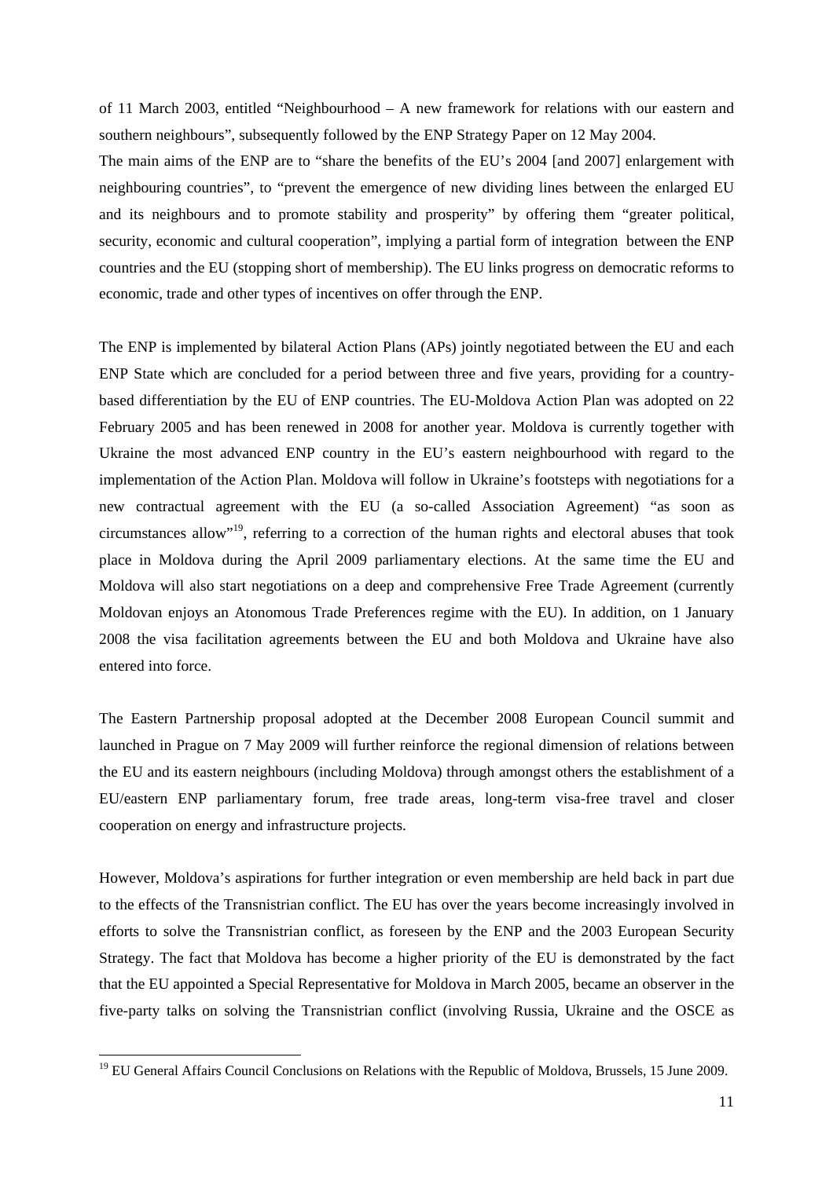of 11 March 2003, entitled "Neighbourhood – A new framework for relations with our eastern and southern neighbours", subsequently followed by the ENP Strategy Paper on 12 May 2004.

The main aims of the ENP are to "share the benefits of the EU's 2004 [and 2007] enlargement with neighbouring countries", to "prevent the emergence of new dividing lines between the enlarged EU and its neighbours and to promote stability and prosperity" by offering them "greater political, security, economic and cultural cooperation", implying a partial form of integration between the ENP countries and the EU (stopping short of membership). The EU links progress on democratic reforms to economic, trade and other types of incentives on offer through the ENP.

The ENP is implemented by bilateral Action Plans (APs) jointly negotiated between the EU and each ENP State which are concluded for a period between three and five years, providing for a country-based differentiation by the EU of ENP countries. The EU-Moldova Action Plan was adopted on 22 February 2005 and has been renewed in 2008 for another year. Moldova is currently together with Ukraine the most advanced ENP country in the EU's eastern neighbourhood with regard to the implementation of the Action Plan. Moldova will follow in Ukraine's footsteps with negotiations for a new contractual agreement with the EU (a so-called Association Agreement) "as soon as circumstances allow"[19], referring to a correction of the human rights and electoral abuses that took place in Moldova during the April 2009 parliamentary elections. At the same time the EU and Moldova will also start negotiations on a deep and comprehensive Free Trade Agreement (currently Moldovan enjoys an Atonomous Trade Preferences regime with the EU). In addition, on 1 January 2008 the visa facilitation agreements between the EU and both Moldova and Ukraine have also entered into force.

The Eastern Partnership proposal adopted at the December 2008 European Council summit and launched in Prague on 7 May 2009 will further reinforce the regional dimension of relations between the EU and its eastern neighbours (including Moldova) through amongst others the establishment of a EU/eastern ENP parliamentary forum, free trade areas, long-term visa-free travel and closer cooperation on energy and infrastructure projects.

However, Moldova's aspirations for further integration or even membership are held back in part due to the effects of the Transnistrian conflict. The EU has over the years become increasingly involved in efforts to solve the Transnistrian conflict, as foreseen by the ENP and the 2003 European Security Strategy. The fact that Moldova has become a higher priority of the EU is demonstrated by the fact that the EU appointed a Special Representative for Moldova in March 2005, became an observer in the five-party talks on solving the Transnistrian conflict (involving Russia, Ukraine and the OSCE as

[19] EU General Affairs Council Conclusions on Relations with the Republic of Moldova, Brussels, 15 June 2009.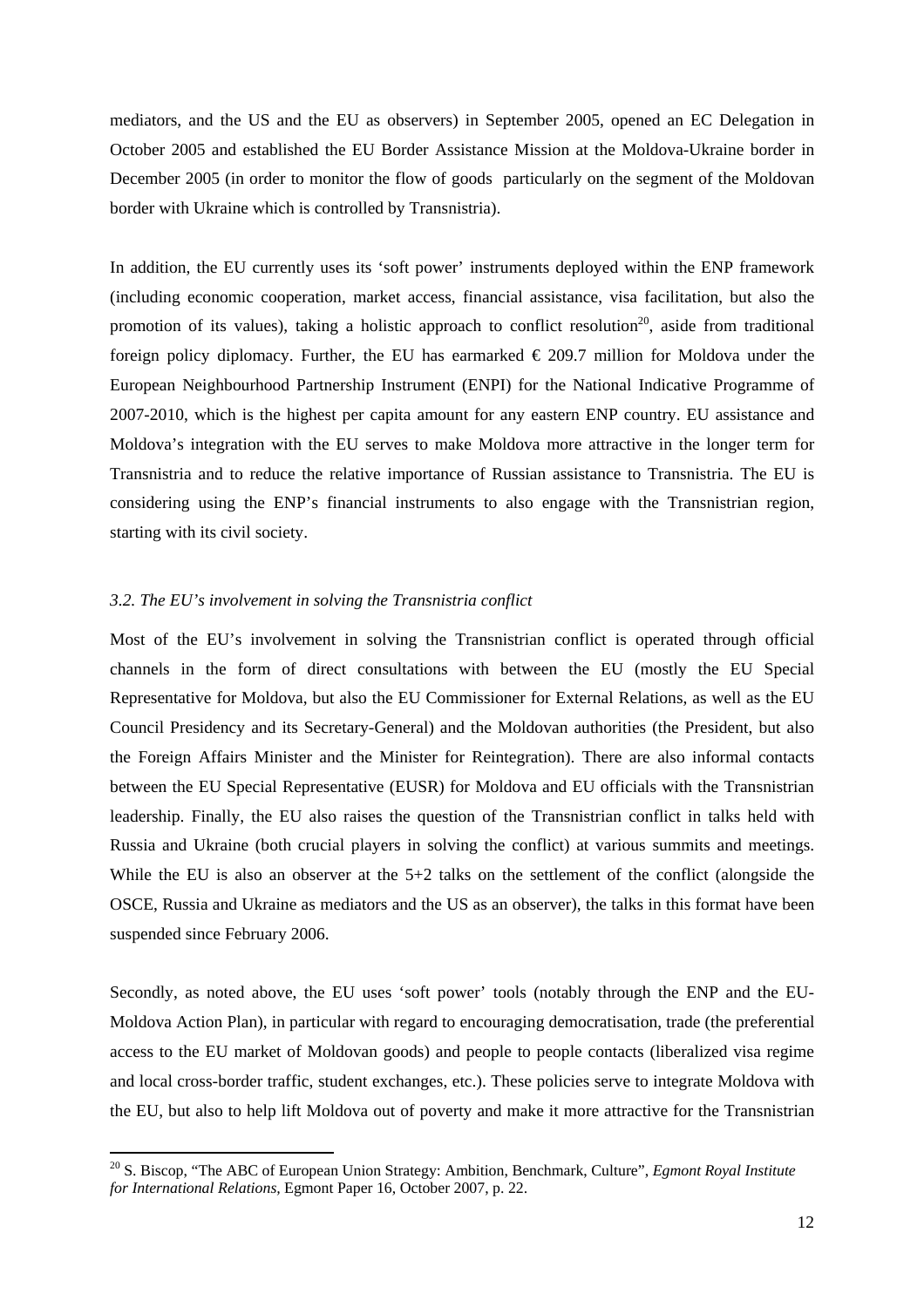mediators, and the US and the EU as observers) in September 2005, opened an EC Delegation in October 2005 and established the EU Border Assistance Mission at the Moldova-Ukraine border in December 2005 (in order to monitor the flow of goods particularly on the segment of the Moldovan border with Ukraine which is controlled by Transnistria).

In addition, the EU currently uses its 'soft power' instruments deployed within the ENP framework (including economic cooperation, market access, financial assistance, visa facilitation, but also the promotion of its values), taking a holistic approach to conflict resolution[20], aside from traditional foreign policy diplomacy. Further, the EU has earmarked € 209.7 million for Moldova under the European Neighbourhood Partnership Instrument (ENPI) for the National Indicative Programme of 2007-2010, which is the highest per capita amount for any eastern ENP country. EU assistance and Moldova's integration with the EU serves to make Moldova more attractive in the longer term for Transnistria and to reduce the relative importance of Russian assistance to Transnistria. The EU is considering using the ENP's financial instruments to also engage with the Transnistrian region, starting with its civil society.

### *3.2. The EU's involvement in solving the Transnistria conflict*

Most of the EU's involvement in solving the Transnistrian conflict is operated through official channels in the form of direct consultations with between the EU (mostly the EU Special Representative for Moldova, but also the EU Commissioner for External Relations, as well as the EU Council Presidency and its Secretary-General) and the Moldovan authorities (the President, but also the Foreign Affairs Minister and the Minister for Reintegration). There are also informal contacts between the EU Special Representative (EUSR) for Moldova and EU officials with the Transnistrian leadership. Finally, the EU also raises the question of the Transnistrian conflict in talks held with Russia and Ukraine (both crucial players in solving the conflict) at various summits and meetings. While the EU is also an observer at the 5+2 talks on the settlement of the conflict (alongside the OSCE, Russia and Ukraine as mediators and the US as an observer), the talks in this format have been suspended since February 2006.

Secondly, as noted above, the EU uses 'soft power' tools (notably through the ENP and the EU-Moldova Action Plan), in particular with regard to encouraging democratisation, trade (the preferential access to the EU market of Moldovan goods) and people to people contacts (liberalized visa regime and local cross-border traffic, student exchanges, etc.). These policies serve to integrate Moldova with the EU, but also to help lift Moldova out of poverty and make it more attractive for the Transnistrian

---

[20] S. Biscop, "The ABC of European Union Strategy: Ambition, Benchmark, Culture", *Egmont Royal Institute for International Relations*, Egmont Paper 16, October 2007, p. 22.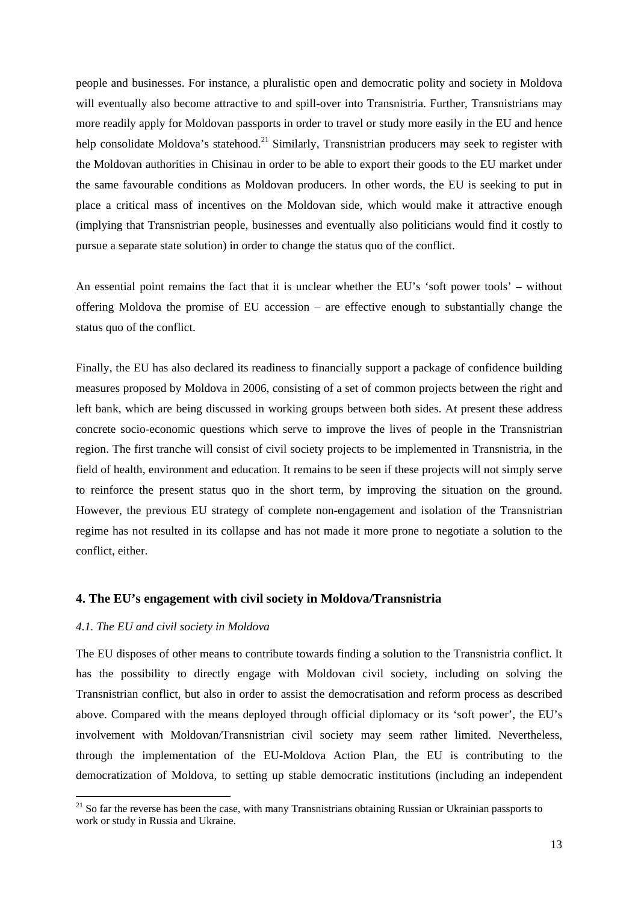people and businesses. For instance, a pluralistic open and democratic polity and society in Moldova will eventually also become attractive to and spill-over into Transnistria. Further, Transnistrians may more readily apply for Moldovan passports in order to travel or study more easily in the EU and hence help consolidate Moldova's statehood.[21] Similarly, Transnistrian producers may seek to register with the Moldovan authorities in Chisinau in order to be able to export their goods to the EU market under the same favourable conditions as Moldovan producers. In other words, the EU is seeking to put in place a critical mass of incentives on the Moldovan side, which would make it attractive enough (implying that Transnistrian people, businesses and eventually also politicians would find it costly to pursue a separate state solution) in order to change the status quo of the conflict.

An essential point remains the fact that it is unclear whether the EU's 'soft power tools' – without offering Moldova the promise of EU accession – are effective enough to substantially change the status quo of the conflict.

Finally, the EU has also declared its readiness to financially support a package of confidence building measures proposed by Moldova in 2006, consisting of a set of common projects between the right and left bank, which are being discussed in working groups between both sides. At present these address concrete socio-economic questions which serve to improve the lives of people in the Transnistrian region. The first tranche will consist of civil society projects to be implemented in Transnistria, in the field of health, environment and education. It remains to be seen if these projects will not simply serve to reinforce the present status quo in the short term, by improving the situation on the ground. However, the previous EU strategy of complete non-engagement and isolation of the Transnistrian regime has not resulted in its collapse and has not made it more prone to negotiate a solution to the conflict, either.

## 4. The EU's engagement with civil society in Moldova/Transnistria

### *4.1. The EU and civil society in Moldova*

The EU disposes of other means to contribute towards finding a solution to the Transnistria conflict. It has the possibility to directly engage with Moldovan civil society, including on solving the Transnistrian conflict, but also in order to assist the democratisation and reform process as described above. Compared with the means deployed through official diplomacy or its 'soft power', the EU's involvement with Moldovan/Transnistrian civil society may seem rather limited. Nevertheless, through the implementation of the EU-Moldova Action Plan, the EU is contributing to the democratization of Moldova, to setting up stable democratic institutions (including an independent

[21] So far the reverse has been the case, with many Transnistrians obtaining Russian or Ukrainian passports to work or study in Russia and Ukraine.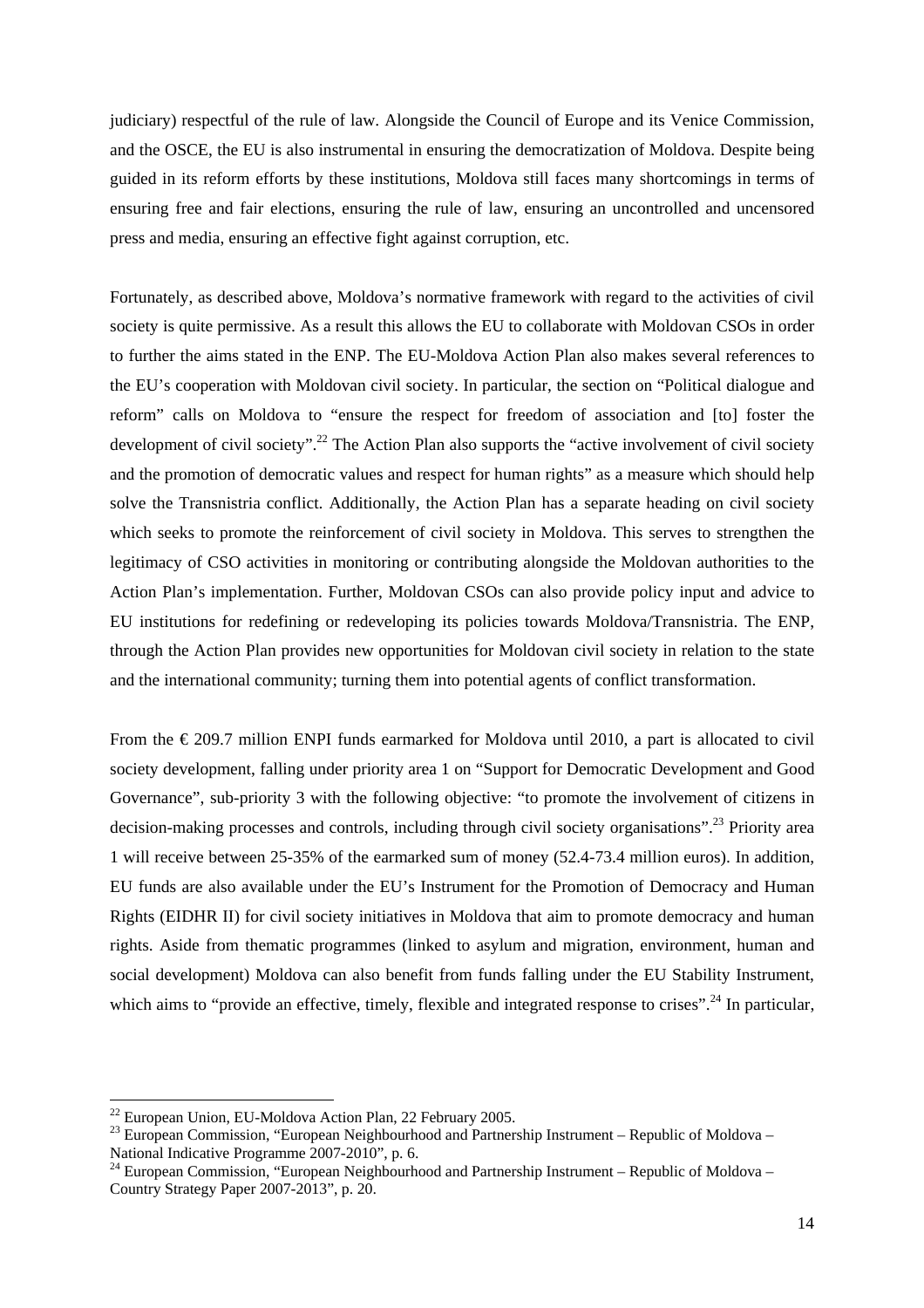judiciary) respectful of the rule of law. Alongside the Council of Europe and its Venice Commission, and the OSCE, the EU is also instrumental in ensuring the democratization of Moldova. Despite being guided in its reform efforts by these institutions, Moldova still faces many shortcomings in terms of ensuring free and fair elections, ensuring the rule of law, ensuring an uncontrolled and uncensored press and media, ensuring an effective fight against corruption, etc.

Fortunately, as described above, Moldova's normative framework with regard to the activities of civil society is quite permissive. As a result this allows the EU to collaborate with Moldovan CSOs in order to further the aims stated in the ENP. The EU-Moldova Action Plan also makes several references to the EU's cooperation with Moldovan civil society. In particular, the section on "Political dialogue and reform" calls on Moldova to "ensure the respect for freedom of association and [to] foster the development of civil society".[22] The Action Plan also supports the "active involvement of civil society and the promotion of democratic values and respect for human rights" as a measure which should help solve the Transnistria conflict. Additionally, the Action Plan has a separate heading on civil society which seeks to promote the reinforcement of civil society in Moldova. This serves to strengthen the legitimacy of CSO activities in monitoring or contributing alongside the Moldovan authorities to the Action Plan's implementation. Further, Moldovan CSOs can also provide policy input and advice to EU institutions for redefining or redeveloping its policies towards Moldova/Transnistria. The ENP, through the Action Plan provides new opportunities for Moldovan civil society in relation to the state and the international community; turning them into potential agents of conflict transformation.

From the € 209.7 million ENPI funds earmarked for Moldova until 2010, a part is allocated to civil society development, falling under priority area 1 on "Support for Democratic Development and Good Governance", sub-priority 3 with the following objective: "to promote the involvement of citizens in decision-making processes and controls, including through civil society organisations".[23] Priority area 1 will receive between 25-35% of the earmarked sum of money (52.4-73.4 million euros). In addition, EU funds are also available under the EU's Instrument for the Promotion of Democracy and Human Rights (EIDHR II) for civil society initiatives in Moldova that aim to promote democracy and human rights. Aside from thematic programmes (linked to asylum and migration, environment, human and social development) Moldova can also benefit from funds falling under the EU Stability Instrument, which aims to "provide an effective, timely, flexible and integrated response to crises".[24] In particular,

---

[22] European Union, EU-Moldova Action Plan, 22 February 2005.

[23] European Commission, "European Neighbourhood and Partnership Instrument – Republic of Moldova – National Indicative Programme 2007-2010", p. 6.

[24] European Commission, "European Neighbourhood and Partnership Instrument – Republic of Moldova – Country Strategy Paper 2007-2013", p. 20.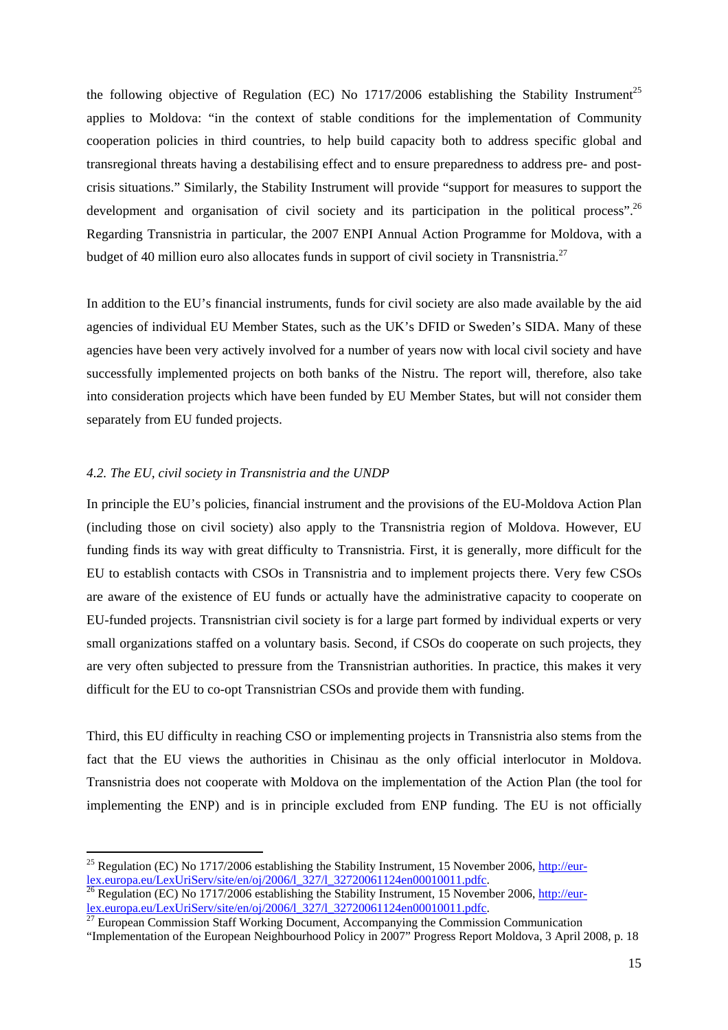the following objective of Regulation (EC) No 1717/2006 establishing the Stability Instrument[25] applies to Moldova: "in the context of stable conditions for the implementation of Community cooperation policies in third countries, to help build capacity both to address specific global and transregional threats having a destabilising effect and to ensure preparedness to address pre- and post-crisis situations." Similarly, the Stability Instrument will provide "support for measures to support the development and organisation of civil society and its participation in the political process".[26] Regarding Transnistria in particular, the 2007 ENPI Annual Action Programme for Moldova, with a budget of 40 million euro also allocates funds in support of civil society in Transnistria.[27]

In addition to the EU's financial instruments, funds for civil society are also made available by the aid agencies of individual EU Member States, such as the UK's DFID or Sweden's SIDA. Many of these agencies have been very actively involved for a number of years now with local civil society and have successfully implemented projects on both banks of the Nistru. The report will, therefore, also take into consideration projects which have been funded by EU Member States, but will not consider them separately from EU funded projects.

### *4.2. The EU, civil society in Transnistria and the UNDP*

In principle the EU's policies, financial instrument and the provisions of the EU-Moldova Action Plan (including those on civil society) also apply to the Transnistria region of Moldova. However, EU funding finds its way with great difficulty to Transnistria. First, it is generally, more difficult for the EU to establish contacts with CSOs in Transnistria and to implement projects there. Very few CSOs are aware of the existence of EU funds or actually have the administrative capacity to cooperate on EU-funded projects. Transnistrian civil society is for a large part formed by individual experts or very small organizations staffed on a voluntary basis. Second, if CSOs do cooperate on such projects, they are very often subjected to pressure from the Transnistrian authorities. In practice, this makes it very difficult for the EU to co-opt Transnistrian CSOs and provide them with funding.

Third, this EU difficulty in reaching CSO or implementing projects in Transnistria also stems from the fact that the EU views the authorities in Chisinau as the only official interlocutor in Moldova. Transnistria does not cooperate with Moldova on the implementation of the Action Plan (the tool for implementing the ENP) and is in principle excluded from ENP funding. The EU is not officially

---

[25] Regulation (EC) No 1717/2006 establishing the Stability Instrument, 15 November 2006, http://eur-lex.europa.eu/LexUriServ/site/en/oj/2006/l_327/l_32720061124en00010011.pdfc.

[26] Regulation (EC) No 1717/2006 establishing the Stability Instrument, 15 November 2006, http://eur-lex.europa.eu/LexUriServ/site/en/oj/2006/l_327/l_32720061124en00010011.pdfc.

[27] European Commission Staff Working Document, Accompanying the Commission Communication "Implementation of the European Neighbourhood Policy in 2007" Progress Report Moldova, 3 April 2008, p. 18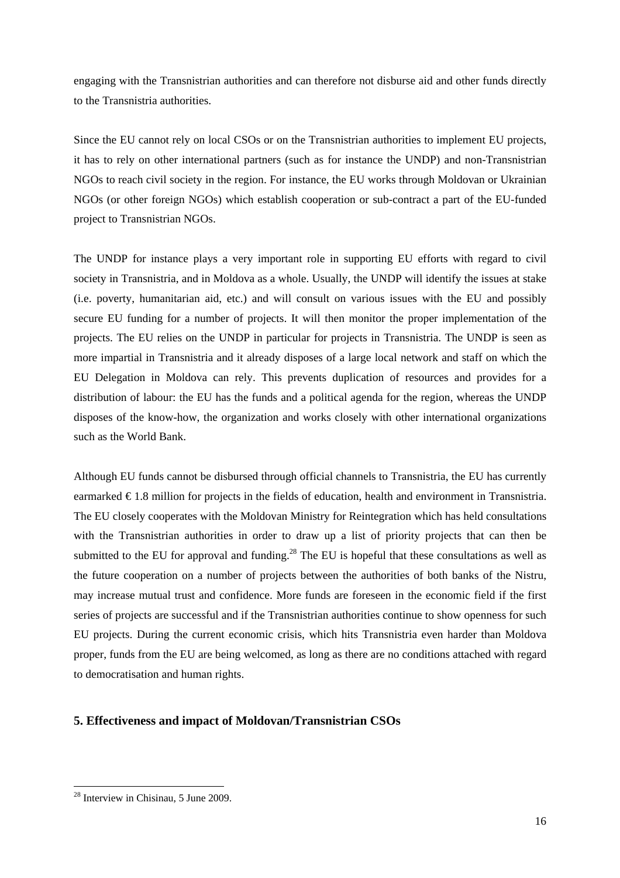engaging with the Transnistrian authorities and can therefore not disburse aid and other funds directly to the Transnistria authorities.

Since the EU cannot rely on local CSOs or on the Transnistrian authorities to implement EU projects, it has to rely on other international partners (such as for instance the UNDP) and non-Transnistrian NGOs to reach civil society in the region. For instance, the EU works through Moldovan or Ukrainian NGOs (or other foreign NGOs) which establish cooperation or sub-contract a part of the EU-funded project to Transnistrian NGOs.

The UNDP for instance plays a very important role in supporting EU efforts with regard to civil society in Transnistria, and in Moldova as a whole. Usually, the UNDP will identify the issues at stake (i.e. poverty, humanitarian aid, etc.) and will consult on various issues with the EU and possibly secure EU funding for a number of projects. It will then monitor the proper implementation of the projects. The EU relies on the UNDP in particular for projects in Transnistria. The UNDP is seen as more impartial in Transnistria and it already disposes of a large local network and staff on which the EU Delegation in Moldova can rely. This prevents duplication of resources and provides for a distribution of labour: the EU has the funds and a political agenda for the region, whereas the UNDP disposes of the know-how, the organization and works closely with other international organizations such as the World Bank.

Although EU funds cannot be disbursed through official channels to Transnistria, the EU has currently earmarked € 1.8 million for projects in the fields of education, health and environment in Transnistria. The EU closely cooperates with the Moldovan Ministry for Reintegration which has held consultations with the Transnistrian authorities in order to draw up a list of priority projects that can then be submitted to the EU for approval and funding.[28] The EU is hopeful that these consultations as well as the future cooperation on a number of projects between the authorities of both banks of the Nistru, may increase mutual trust and confidence. More funds are foreseen in the economic field if the first series of projects are successful and if the Transnistrian authorities continue to show openness for such EU projects. During the current economic crisis, which hits Transnistria even harder than Moldova proper, funds from the EU are being welcomed, as long as there are no conditions attached with regard to democratisation and human rights.

## 5. Effectiveness and impact of Moldovan/Transnistrian CSOs

[28] Interview in Chisinau, 5 June 2009.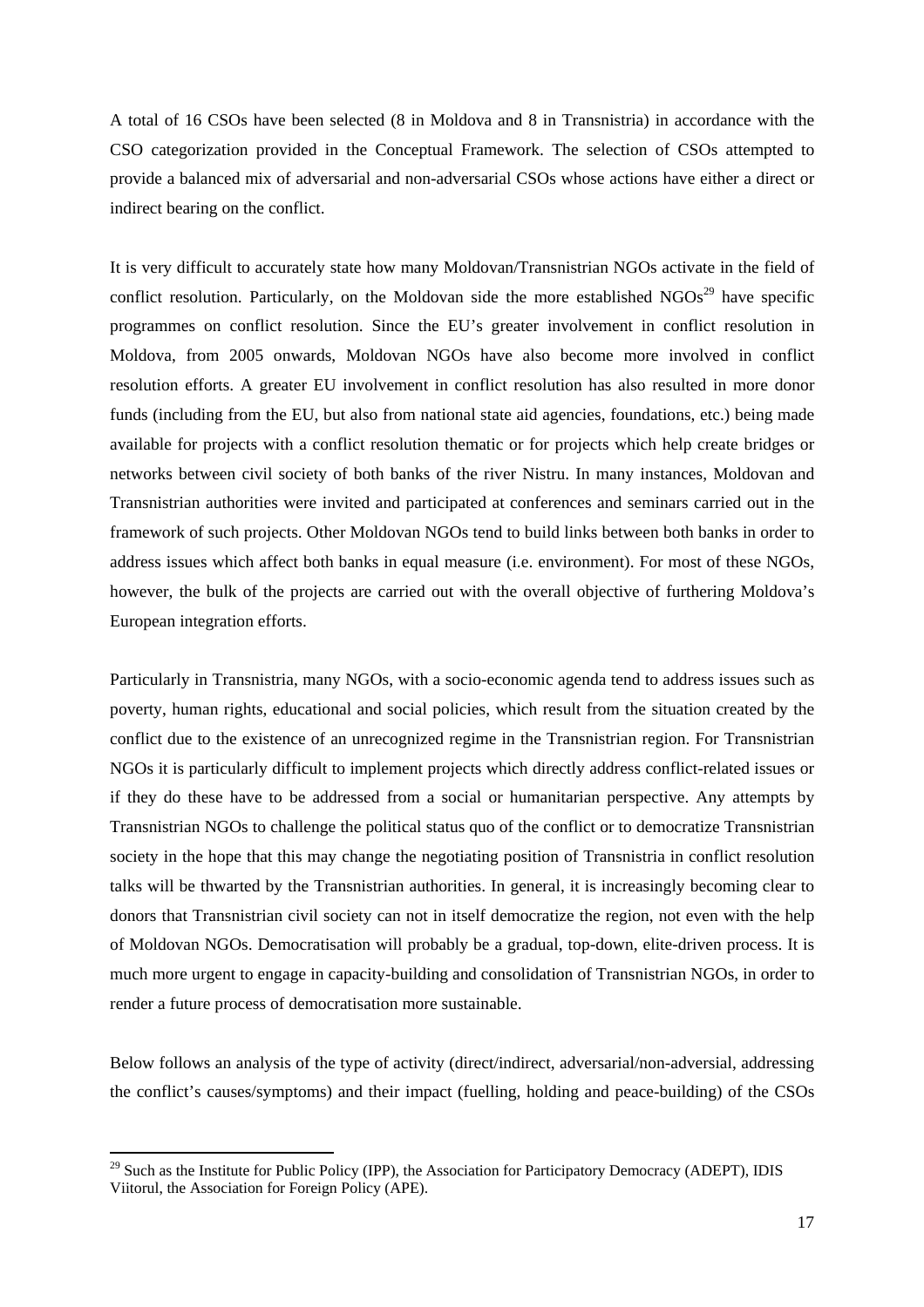A total of 16 CSOs have been selected (8 in Moldova and 8 in Transnistria) in accordance with the CSO categorization provided in the Conceptual Framework. The selection of CSOs attempted to provide a balanced mix of adversarial and non-adversarial CSOs whose actions have either a direct or indirect bearing on the conflict.

It is very difficult to accurately state how many Moldovan/Transnistrian NGOs activate in the field of conflict resolution. Particularly, on the Moldovan side the more established NGOs[29] have specific programmes on conflict resolution. Since the EU's greater involvement in conflict resolution in Moldova, from 2005 onwards, Moldovan NGOs have also become more involved in conflict resolution efforts. A greater EU involvement in conflict resolution has also resulted in more donor funds (including from the EU, but also from national state aid agencies, foundations, etc.) being made available for projects with a conflict resolution thematic or for projects which help create bridges or networks between civil society of both banks of the river Nistru. In many instances, Moldovan and Transnistrian authorities were invited and participated at conferences and seminars carried out in the framework of such projects. Other Moldovan NGOs tend to build links between both banks in order to address issues which affect both banks in equal measure (i.e. environment). For most of these NGOs, however, the bulk of the projects are carried out with the overall objective of furthering Moldova's European integration efforts.

Particularly in Transnistria, many NGOs, with a socio-economic agenda tend to address issues such as poverty, human rights, educational and social policies, which result from the situation created by the conflict due to the existence of an unrecognized regime in the Transnistrian region. For Transnistrian NGOs it is particularly difficult to implement projects which directly address conflict-related issues or if they do these have to be addressed from a social or humanitarian perspective. Any attempts by Transnistrian NGOs to challenge the political status quo of the conflict or to democratize Transnistrian society in the hope that this may change the negotiating position of Transnistria in conflict resolution talks will be thwarted by the Transnistrian authorities. In general, it is increasingly becoming clear to donors that Transnistrian civil society can not in itself democratize the region, not even with the help of Moldovan NGOs. Democratisation will probably be a gradual, top-down, elite-driven process. It is much more urgent to engage in capacity-building and consolidation of Transnistrian NGOs, in order to render a future process of democratisation more sustainable.

Below follows an analysis of the type of activity (direct/indirect, adversarial/non-adversial, addressing the conflict's causes/symptoms) and their impact (fuelling, holding and peace-building) of the CSOs

[29] Such as the Institute for Public Policy (IPP), the Association for Participatory Democracy (ADEPT), IDIS Viitorul, the Association for Foreign Policy (APE).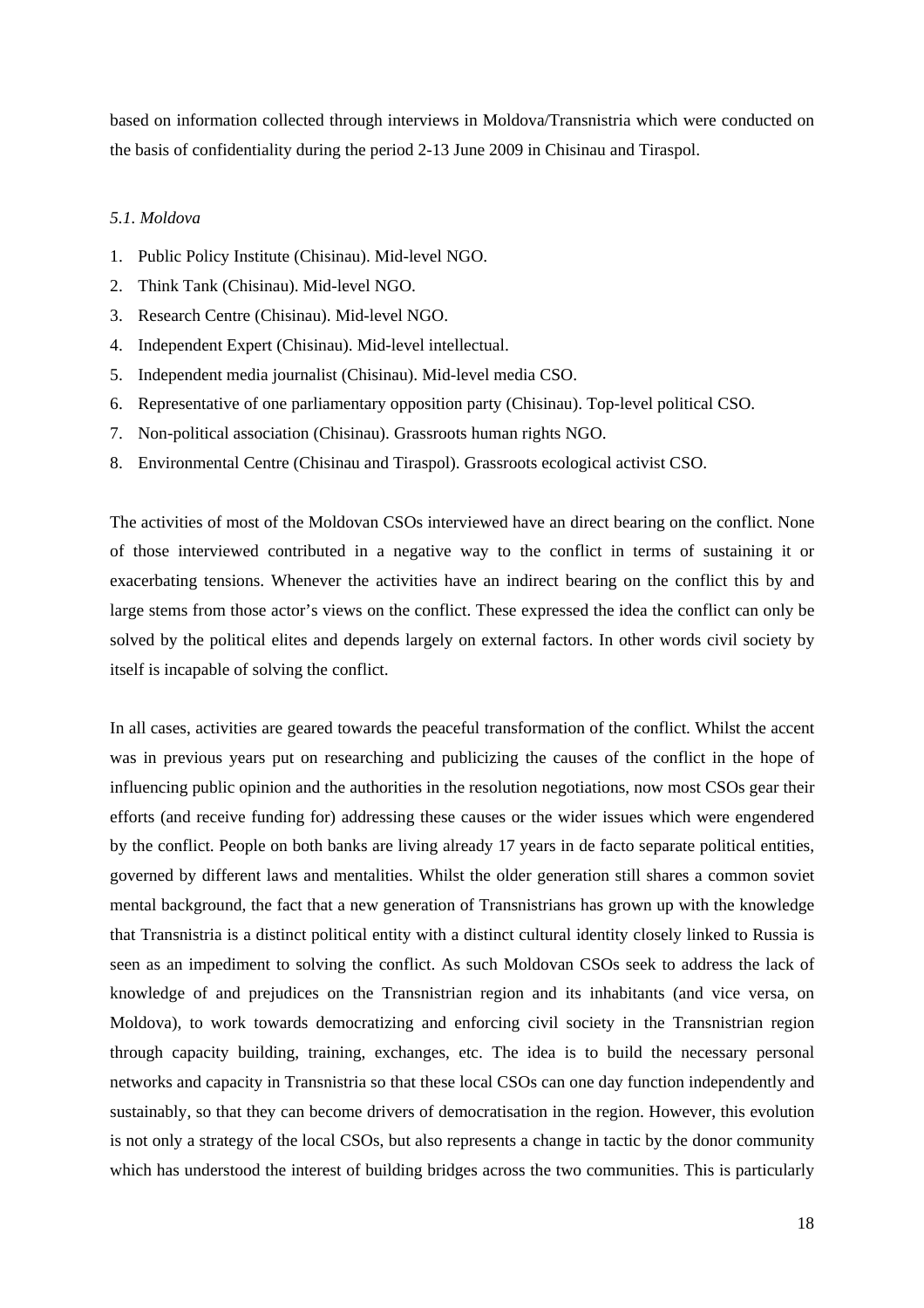based on information collected through interviews in Moldova/Transnistria which were conducted on the basis of confidentiality during the period 2-13 June 2009 in Chisinau and Tiraspol.

*5.1. Moldova*

1. Public Policy Institute (Chisinau). Mid-level NGO.
2. Think Tank (Chisinau). Mid-level NGO.
3. Research Centre (Chisinau). Mid-level NGO.
4. Independent Expert (Chisinau). Mid-level intellectual.
5. Independent media journalist (Chisinau). Mid-level media CSO.
6. Representative of one parliamentary opposition party (Chisinau). Top-level political CSO.
7. Non-political association (Chisinau). Grassroots human rights NGO.
8. Environmental Centre (Chisinau and Tiraspol). Grassroots ecological activist CSO.

The activities of most of the Moldovan CSOs interviewed have an direct bearing on the conflict. None of those interviewed contributed in a negative way to the conflict in terms of sustaining it or exacerbating tensions. Whenever the activities have an indirect bearing on the conflict this by and large stems from those actor's views on the conflict. These expressed the idea the conflict can only be solved by the political elites and depends largely on external factors. In other words civil society by itself is incapable of solving the conflict.

In all cases, activities are geared towards the peaceful transformation of the conflict. Whilst the accent was in previous years put on researching and publicizing the causes of the conflict in the hope of influencing public opinion and the authorities in the resolution negotiations, now most CSOs gear their efforts (and receive funding for) addressing these causes or the wider issues which were engendered by the conflict. People on both banks are living already 17 years in de facto separate political entities, governed by different laws and mentalities. Whilst the older generation still shares a common soviet mental background, the fact that a new generation of Transnistrians has grown up with the knowledge that Transnistria is a distinct political entity with a distinct cultural identity closely linked to Russia is seen as an impediment to solving the conflict. As such Moldovan CSOs seek to address the lack of knowledge of and prejudices on the Transnistrian region and its inhabitants (and vice versa, on Moldova), to work towards democratizing and enforcing civil society in the Transnistrian region through capacity building, training, exchanges, etc. The idea is to build the necessary personal networks and capacity in Transnistria so that these local CSOs can one day function independently and sustainably, so that they can become drivers of democratisation in the region. However, this evolution is not only a strategy of the local CSOs, but also represents a change in tactic by the donor community which has understood the interest of building bridges across the two communities. This is particularly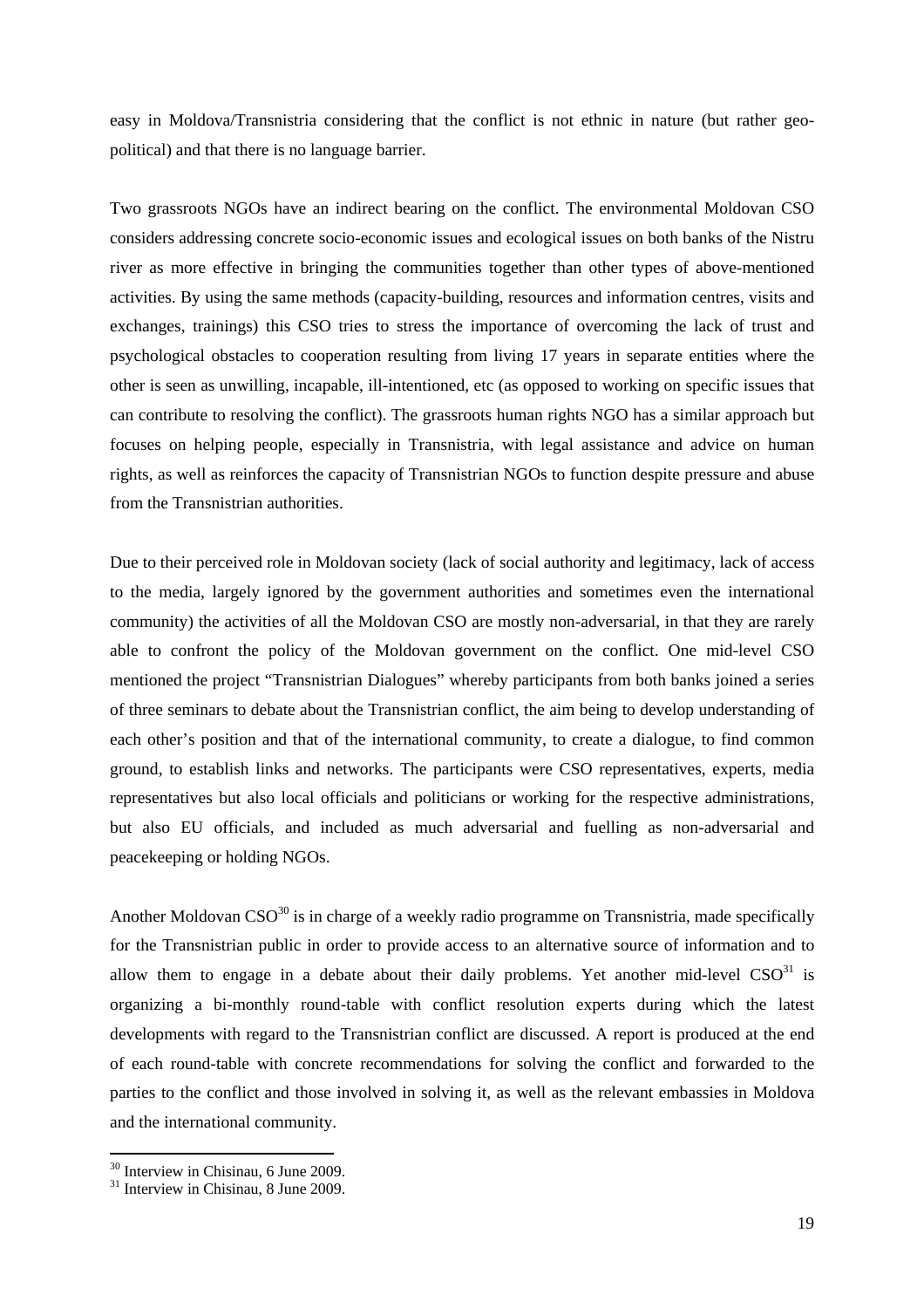easy in Moldova/Transnistria considering that the conflict is not ethnic in nature (but rather geo-political) and that there is no language barrier.

Two grassroots NGOs have an indirect bearing on the conflict. The environmental Moldovan CSO considers addressing concrete socio-economic issues and ecological issues on both banks of the Nistru river as more effective in bringing the communities together than other types of above-mentioned activities. By using the same methods (capacity-building, resources and information centres, visits and exchanges, trainings) this CSO tries to stress the importance of overcoming the lack of trust and psychological obstacles to cooperation resulting from living 17 years in separate entities where the other is seen as unwilling, incapable, ill-intentioned, etc (as opposed to working on specific issues that can contribute to resolving the conflict). The grassroots human rights NGO has a similar approach but focuses on helping people, especially in Transnistria, with legal assistance and advice on human rights, as well as reinforces the capacity of Transnistrian NGOs to function despite pressure and abuse from the Transnistrian authorities.

Due to their perceived role in Moldovan society (lack of social authority and legitimacy, lack of access to the media, largely ignored by the government authorities and sometimes even the international community) the activities of all the Moldovan CSO are mostly non-adversarial, in that they are rarely able to confront the policy of the Moldovan government on the conflict. One mid-level CSO mentioned the project "Transnistrian Dialogues" whereby participants from both banks joined a series of three seminars to debate about the Transnistrian conflict, the aim being to develop understanding of each other's position and that of the international community, to create a dialogue, to find common ground, to establish links and networks. The participants were CSO representatives, experts, media representatives but also local officials and politicians or working for the respective administrations, but also EU officials, and included as much adversarial and fuelling as non-adversarial and peacekeeping or holding NGOs.

Another Moldovan CSO[30] is in charge of a weekly radio programme on Transnistria, made specifically for the Transnistrian public in order to provide access to an alternative source of information and to allow them to engage in a debate about their daily problems. Yet another mid-level CSO[31] is organizing a bi-monthly round-table with conflict resolution experts during which the latest developments with regard to the Transnistrian conflict are discussed. A report is produced at the end of each round-table with concrete recommendations for solving the conflict and forwarded to the parties to the conflict and those involved in solving it, as well as the relevant embassies in Moldova and the international community.

[30] Interview in Chisinau, 6 June 2009.

[31] Interview in Chisinau, 8 June 2009.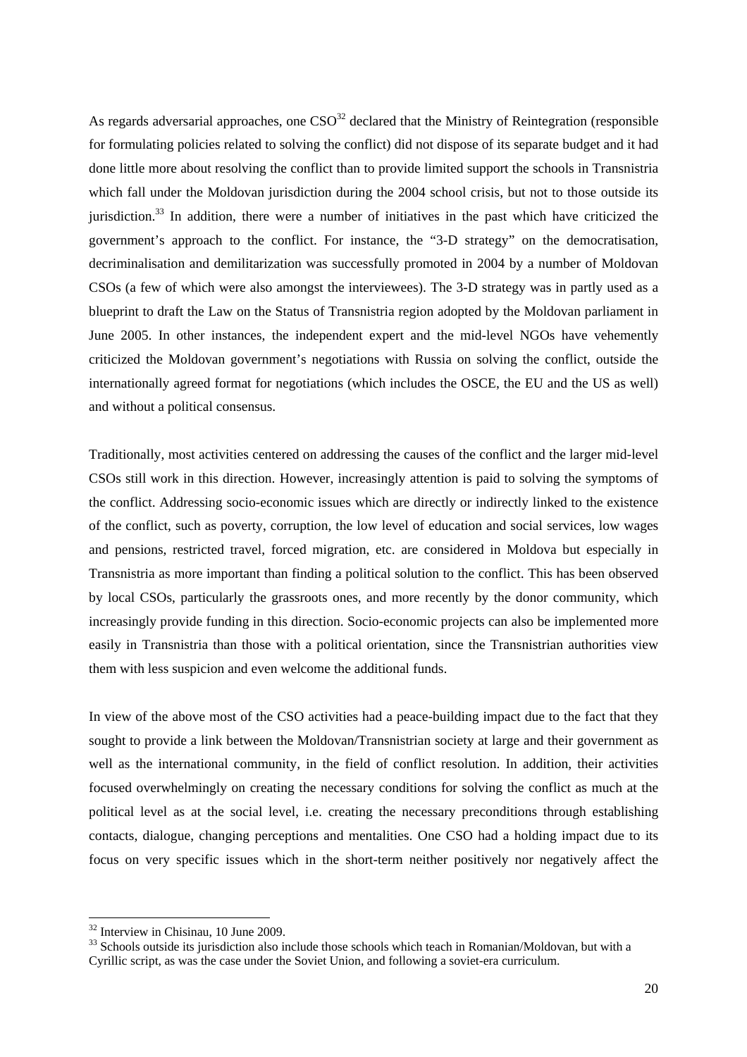As regards adversarial approaches, one CSO[32] declared that the Ministry of Reintegration (responsible for formulating policies related to solving the conflict) did not dispose of its separate budget and it had done little more about resolving the conflict than to provide limited support the schools in Transnistria which fall under the Moldovan jurisdiction during the 2004 school crisis, but not to those outside its jurisdiction.[33] In addition, there were a number of initiatives in the past which have criticized the government's approach to the conflict. For instance, the "3-D strategy" on the democratisation, decriminalisation and demilitarization was successfully promoted in 2004 by a number of Moldovan CSOs (a few of which were also amongst the interviewees). The 3-D strategy was in partly used as a blueprint to draft the Law on the Status of Transnistria region adopted by the Moldovan parliament in June 2005. In other instances, the independent expert and the mid-level NGOs have vehemently criticized the Moldovan government's negotiations with Russia on solving the conflict, outside the internationally agreed format for negotiations (which includes the OSCE, the EU and the US as well) and without a political consensus.

Traditionally, most activities centered on addressing the causes of the conflict and the larger mid-level CSOs still work in this direction. However, increasingly attention is paid to solving the symptoms of the conflict. Addressing socio-economic issues which are directly or indirectly linked to the existence of the conflict, such as poverty, corruption, the low level of education and social services, low wages and pensions, restricted travel, forced migration, etc. are considered in Moldova but especially in Transnistria as more important than finding a political solution to the conflict. This has been observed by local CSOs, particularly the grassroots ones, and more recently by the donor community, which increasingly provide funding in this direction. Socio-economic projects can also be implemented more easily in Transnistria than those with a political orientation, since the Transnistrian authorities view them with less suspicion and even welcome the additional funds.

In view of the above most of the CSO activities had a peace-building impact due to the fact that they sought to provide a link between the Moldovan/Transnistrian society at large and their government as well as the international community, in the field of conflict resolution. In addition, their activities focused overwhelmingly on creating the necessary conditions for solving the conflict as much at the political level as at the social level, i.e. creating the necessary preconditions through establishing contacts, dialogue, changing perceptions and mentalities. One CSO had a holding impact due to its focus on very specific issues which in the short-term neither positively nor negatively affect the

[32] Interview in Chisinau, 10 June 2009.

[33] Schools outside its jurisdiction also include those schools which teach in Romanian/Moldovan, but with a Cyrillic script, as was the case under the Soviet Union, and following a soviet-era curriculum.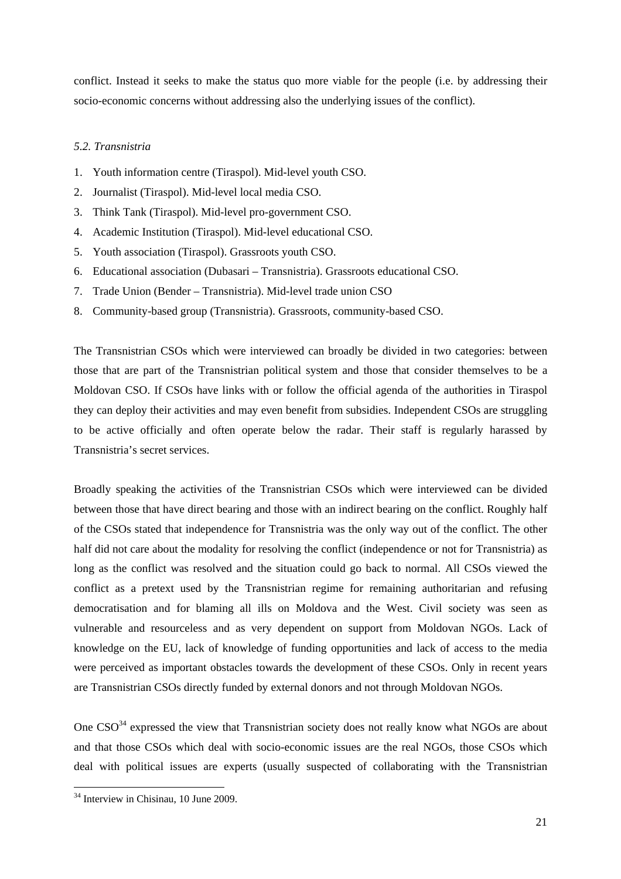conflict. Instead it seeks to make the status quo more viable for the people (i.e. by addressing their socio-economic concerns without addressing also the underlying issues of the conflict).

*5.2. Transnistria*

1. Youth information centre (Tiraspol). Mid-level youth CSO.
2. Journalist (Tiraspol). Mid-level local media CSO.
3. Think Tank (Tiraspol). Mid-level pro-government CSO.
4. Academic Institution (Tiraspol). Mid-level educational CSO.
5. Youth association (Tiraspol). Grassroots youth CSO.
6. Educational association (Dubasari – Transnistria). Grassroots educational CSO.
7. Trade Union (Bender – Transnistria). Mid-level trade union CSO
8. Community-based group (Transnistria). Grassroots, community-based CSO.

The Transnistrian CSOs which were interviewed can broadly be divided in two categories: between those that are part of the Transnistrian political system and those that consider themselves to be a Moldovan CSO. If CSOs have links with or follow the official agenda of the authorities in Tiraspol they can deploy their activities and may even benefit from subsidies. Independent CSOs are struggling to be active officially and often operate below the radar. Their staff is regularly harassed by Transnistria's secret services.

Broadly speaking the activities of the Transnistrian CSOs which were interviewed can be divided between those that have direct bearing and those with an indirect bearing on the conflict. Roughly half of the CSOs stated that independence for Transnistria was the only way out of the conflict. The other half did not care about the modality for resolving the conflict (independence or not for Transnistria) as long as the conflict was resolved and the situation could go back to normal. All CSOs viewed the conflict as a pretext used by the Transnistrian regime for remaining authoritarian and refusing democratisation and for blaming all ills on Moldova and the West. Civil society was seen as vulnerable and resourceless and as very dependent on support from Moldovan NGOs. Lack of knowledge on the EU, lack of knowledge of funding opportunities and lack of access to the media were perceived as important obstacles towards the development of these CSOs. Only in recent years are Transnistrian CSOs directly funded by external donors and not through Moldovan NGOs.

One CSO[34] expressed the view that Transnistrian society does not really know what NGOs are about and that those CSOs which deal with socio-economic issues are the real NGOs, those CSOs which deal with political issues are experts (usually suspected of collaborating with the Transnistrian

[34] Interview in Chisinau, 10 June 2009.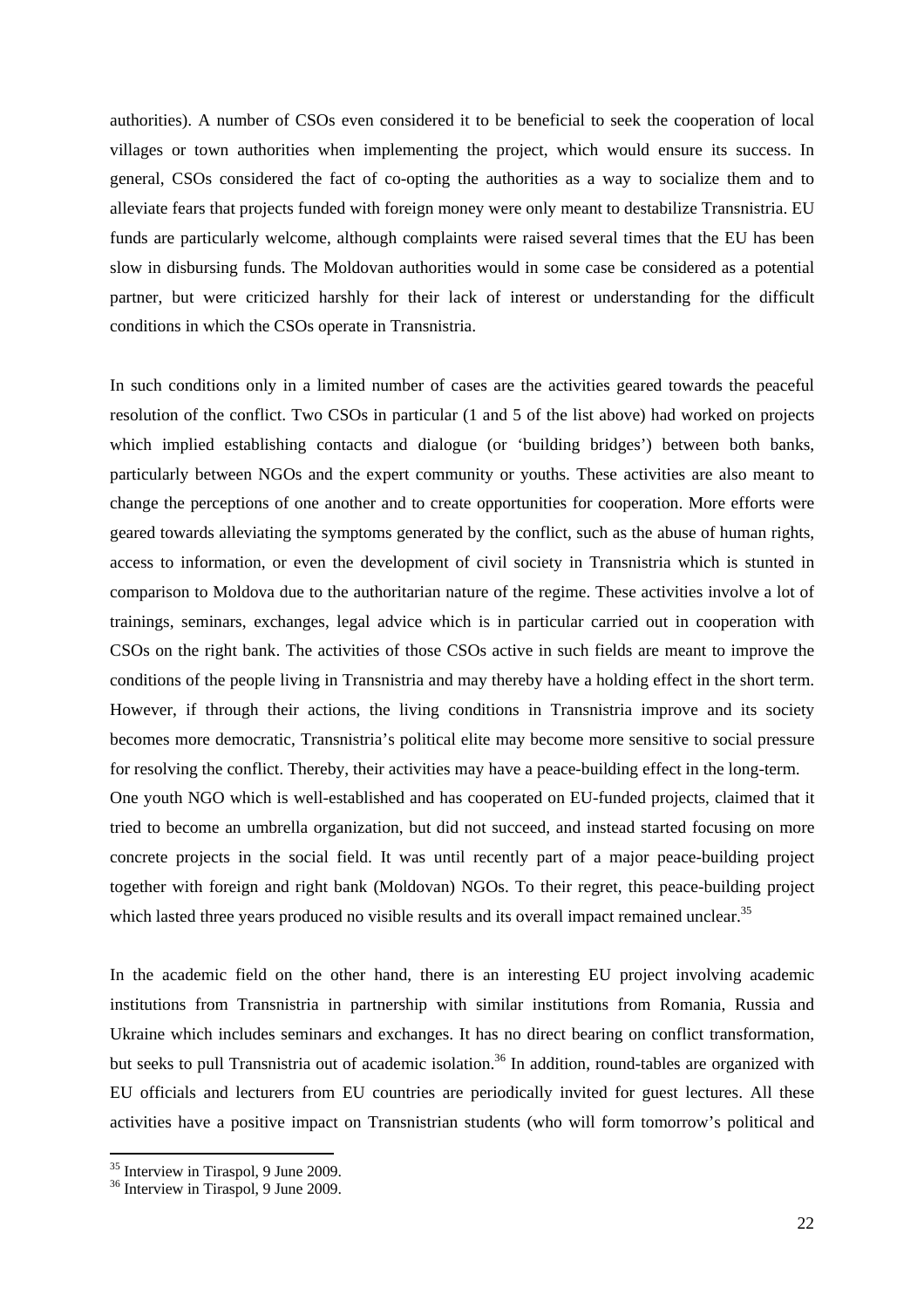authorities). A number of CSOs even considered it to be beneficial to seek the cooperation of local villages or town authorities when implementing the project, which would ensure its success. In general, CSOs considered the fact of co-opting the authorities as a way to socialize them and to alleviate fears that projects funded with foreign money were only meant to destabilize Transnistria. EU funds are particularly welcome, although complaints were raised several times that the EU has been slow in disbursing funds. The Moldovan authorities would in some case be considered as a potential partner, but were criticized harshly for their lack of interest or understanding for the difficult conditions in which the CSOs operate in Transnistria.

In such conditions only in a limited number of cases are the activities geared towards the peaceful resolution of the conflict. Two CSOs in particular (1 and 5 of the list above) had worked on projects which implied establishing contacts and dialogue (or 'building bridges') between both banks, particularly between NGOs and the expert community or youths. These activities are also meant to change the perceptions of one another and to create opportunities for cooperation. More efforts were geared towards alleviating the symptoms generated by the conflict, such as the abuse of human rights, access to information, or even the development of civil society in Transnistria which is stunted in comparison to Moldova due to the authoritarian nature of the regime. These activities involve a lot of trainings, seminars, exchanges, legal advice which is in particular carried out in cooperation with CSOs on the right bank. The activities of those CSOs active in such fields are meant to improve the conditions of the people living in Transnistria and may thereby have a holding effect in the short term. However, if through their actions, the living conditions in Transnistria improve and its society becomes more democratic, Transnistria's political elite may become more sensitive to social pressure for resolving the conflict. Thereby, their activities may have a peace-building effect in the long-term.
One youth NGO which is well-established and has cooperated on EU-funded projects, claimed that it tried to become an umbrella organization, but did not succeed, and instead started focusing on more concrete projects in the social field. It was until recently part of a major peace-building project together with foreign and right bank (Moldovan) NGOs. To their regret, this peace-building project which lasted three years produced no visible results and its overall impact remained unclear.[35]

In the academic field on the other hand, there is an interesting EU project involving academic institutions from Transnistria in partnership with similar institutions from Romania, Russia and Ukraine which includes seminars and exchanges. It has no direct bearing on conflict transformation, but seeks to pull Transnistria out of academic isolation.[36] In addition, round-tables are organized with EU officials and lecturers from EU countries are periodically invited for guest lectures. All these activities have a positive impact on Transnistrian students (who will form tomorrow's political and

[35] Interview in Tiraspol, 9 June 2009.
[36] Interview in Tiraspol, 9 June 2009.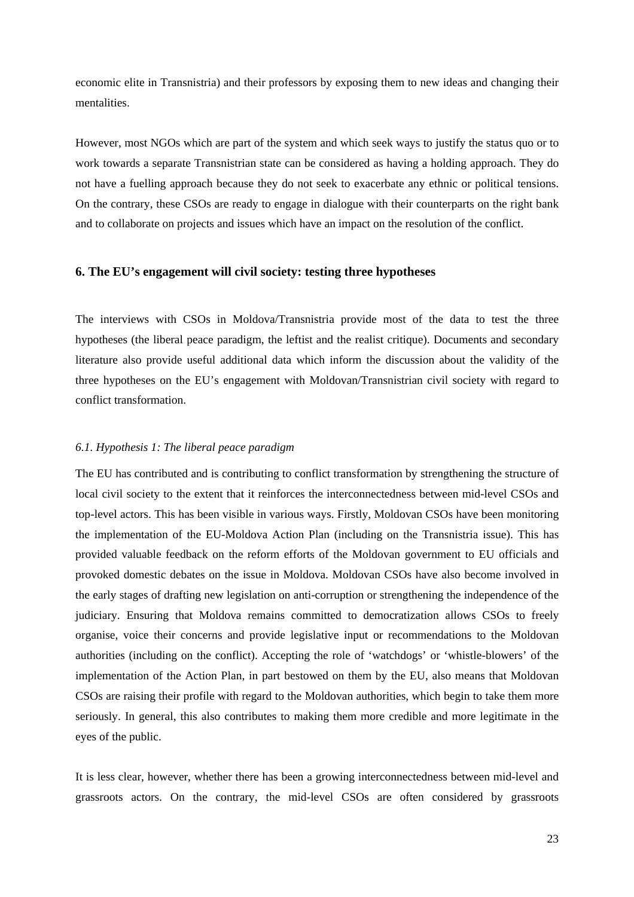economic elite in Transnistria) and their professors by exposing them to new ideas and changing their mentalities.

However, most NGOs which are part of the system and which seek ways to justify the status quo or to work towards a separate Transnistrian state can be considered as having a holding approach. They do not have a fuelling approach because they do not seek to exacerbate any ethnic or political tensions. On the contrary, these CSOs are ready to engage in dialogue with their counterparts on the right bank and to collaborate on projects and issues which have an impact on the resolution of the conflict.

## 6. The EU's engagement will civil society: testing three hypotheses

The interviews with CSOs in Moldova/Transnistria provide most of the data to test the three hypotheses (the liberal peace paradigm, the leftist and the realist critique). Documents and secondary literature also provide useful additional data which inform the discussion about the validity of the three hypotheses on the EU's engagement with Moldovan/Transnistrian civil society with regard to conflict transformation.

### *6.1. Hypothesis 1: The liberal peace paradigm*

The EU has contributed and is contributing to conflict transformation by strengthening the structure of local civil society to the extent that it reinforces the interconnectedness between mid-level CSOs and top-level actors. This has been visible in various ways. Firstly, Moldovan CSOs have been monitoring the implementation of the EU-Moldova Action Plan (including on the Transnistria issue). This has provided valuable feedback on the reform efforts of the Moldovan government to EU officials and provoked domestic debates on the issue in Moldova. Moldovan CSOs have also become involved in the early stages of drafting new legislation on anti-corruption or strengthening the independence of the judiciary. Ensuring that Moldova remains committed to democratization allows CSOs to freely organise, voice their concerns and provide legislative input or recommendations to the Moldovan authorities (including on the conflict). Accepting the role of 'watchdogs' or 'whistle-blowers' of the implementation of the Action Plan, in part bestowed on them by the EU, also means that Moldovan CSOs are raising their profile with regard to the Moldovan authorities, which begin to take them more seriously. In general, this also contributes to making them more credible and more legitimate in the eyes of the public.

It is less clear, however, whether there has been a growing interconnectedness between mid-level and grassroots actors. On the contrary, the mid-level CSOs are often considered by grassroots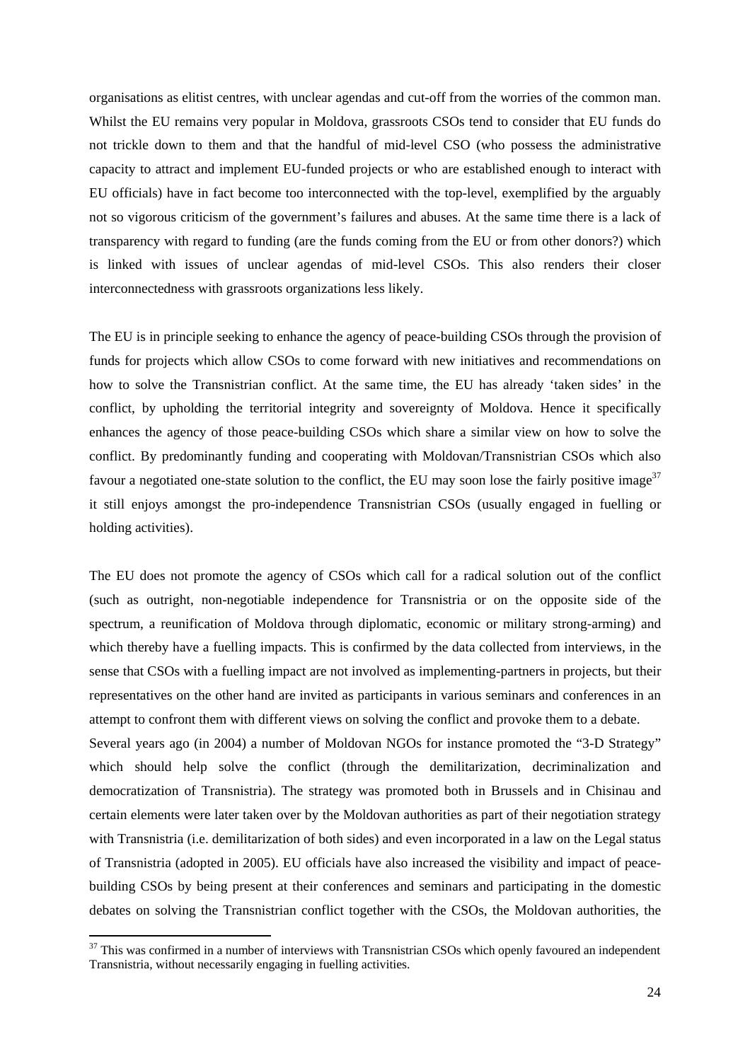organisations as elitist centres, with unclear agendas and cut-off from the worries of the common man. Whilst the EU remains very popular in Moldova, grassroots CSOs tend to consider that EU funds do not trickle down to them and that the handful of mid-level CSO (who possess the administrative capacity to attract and implement EU-funded projects or who are established enough to interact with EU officials) have in fact become too interconnected with the top-level, exemplified by the arguably not so vigorous criticism of the government's failures and abuses. At the same time there is a lack of transparency with regard to funding (are the funds coming from the EU or from other donors?) which is linked with issues of unclear agendas of mid-level CSOs. This also renders their closer interconnectedness with grassroots organizations less likely.

The EU is in principle seeking to enhance the agency of peace-building CSOs through the provision of funds for projects which allow CSOs to come forward with new initiatives and recommendations on how to solve the Transnistrian conflict. At the same time, the EU has already 'taken sides' in the conflict, by upholding the territorial integrity and sovereignty of Moldova. Hence it specifically enhances the agency of those peace-building CSOs which share a similar view on how to solve the conflict. By predominantly funding and cooperating with Moldovan/Transnistrian CSOs which also favour a negotiated one-state solution to the conflict, the EU may soon lose the fairly positive image[37] it still enjoys amongst the pro-independence Transnistrian CSOs (usually engaged in fuelling or holding activities).

The EU does not promote the agency of CSOs which call for a radical solution out of the conflict (such as outright, non-negotiable independence for Transnistria or on the opposite side of the spectrum, a reunification of Moldova through diplomatic, economic or military strong-arming) and which thereby have a fuelling impacts. This is confirmed by the data collected from interviews, in the sense that CSOs with a fuelling impact are not involved as implementing-partners in projects, but their representatives on the other hand are invited as participants in various seminars and conferences in an attempt to confront them with different views on solving the conflict and provoke them to a debate.

Several years ago (in 2004) a number of Moldovan NGOs for instance promoted the "3-D Strategy" which should help solve the conflict (through the demilitarization, decriminalization and democratization of Transnistria). The strategy was promoted both in Brussels and in Chisinau and certain elements were later taken over by the Moldovan authorities as part of their negotiation strategy with Transnistria (i.e. demilitarization of both sides) and even incorporated in a law on the Legal status of Transnistria (adopted in 2005). EU officials have also increased the visibility and impact of peace-building CSOs by being present at their conferences and seminars and participating in the domestic debates on solving the Transnistrian conflict together with the CSOs, the Moldovan authorities, the

[37] This was confirmed in a number of interviews with Transnistrian CSOs which openly favoured an independent Transnistria, without necessarily engaging in fuelling activities.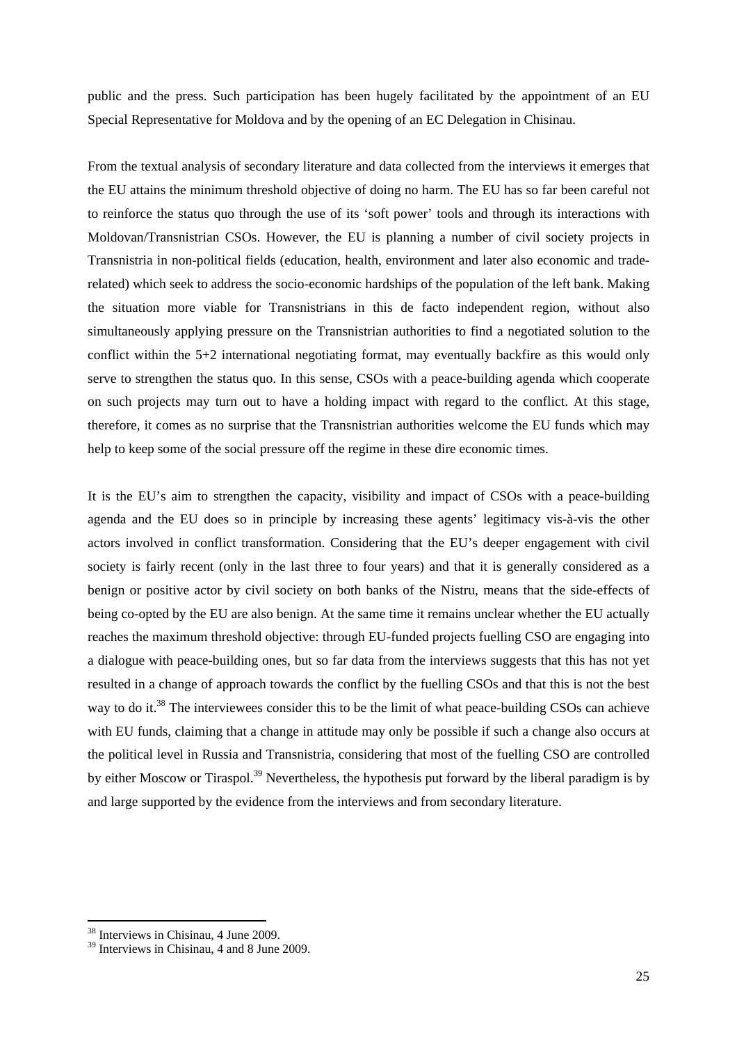public and the press. Such participation has been hugely facilitated by the appointment of an EU Special Representative for Moldova and by the opening of an EC Delegation in Chisinau.

From the textual analysis of secondary literature and data collected from the interviews it emerges that the EU attains the minimum threshold objective of doing no harm. The EU has so far been careful not to reinforce the status quo through the use of its 'soft power' tools and through its interactions with Moldovan/Transnistrian CSOs. However, the EU is planning a number of civil society projects in Transnistria in non-political fields (education, health, environment and later also economic and trade-related) which seek to address the socio-economic hardships of the population of the left bank. Making the situation more viable for Transnistrians in this de facto independent region, without also simultaneously applying pressure on the Transnistrian authorities to find a negotiated solution to the conflict within the 5+2 international negotiating format, may eventually backfire as this would only serve to strengthen the status quo. In this sense, CSOs with a peace-building agenda which cooperate on such projects may turn out to have a holding impact with regard to the conflict. At this stage, therefore, it comes as no surprise that the Transnistrian authorities welcome the EU funds which may help to keep some of the social pressure off the regime in these dire economic times.

It is the EU's aim to strengthen the capacity, visibility and impact of CSOs with a peace-building agenda and the EU does so in principle by increasing these agents' legitimacy vis-à-vis the other actors involved in conflict transformation. Considering that the EU's deeper engagement with civil society is fairly recent (only in the last three to four years) and that it is generally considered as a benign or positive actor by civil society on both banks of the Nistru, means that the side-effects of being co-opted by the EU are also benign. At the same time it remains unclear whether the EU actually reaches the maximum threshold objective: through EU-funded projects fuelling CSO are engaging into a dialogue with peace-building ones, but so far data from the interviews suggests that this has not yet resulted in a change of approach towards the conflict by the fuelling CSOs and that this is not the best way to do it.[38] The interviewees consider this to be the limit of what peace-building CSOs can achieve with EU funds, claiming that a change in attitude may only be possible if such a change also occurs at the political level in Russia and Transnistria, considering that most of the fuelling CSO are controlled by either Moscow or Tiraspol.[39] Nevertheless, the hypothesis put forward by the liberal paradigm is by and large supported by the evidence from the interviews and from secondary literature.

[38] Interviews in Chisinau, 4 June 2009.
[39] Interviews in Chisinau, 4 and 8 June 2009.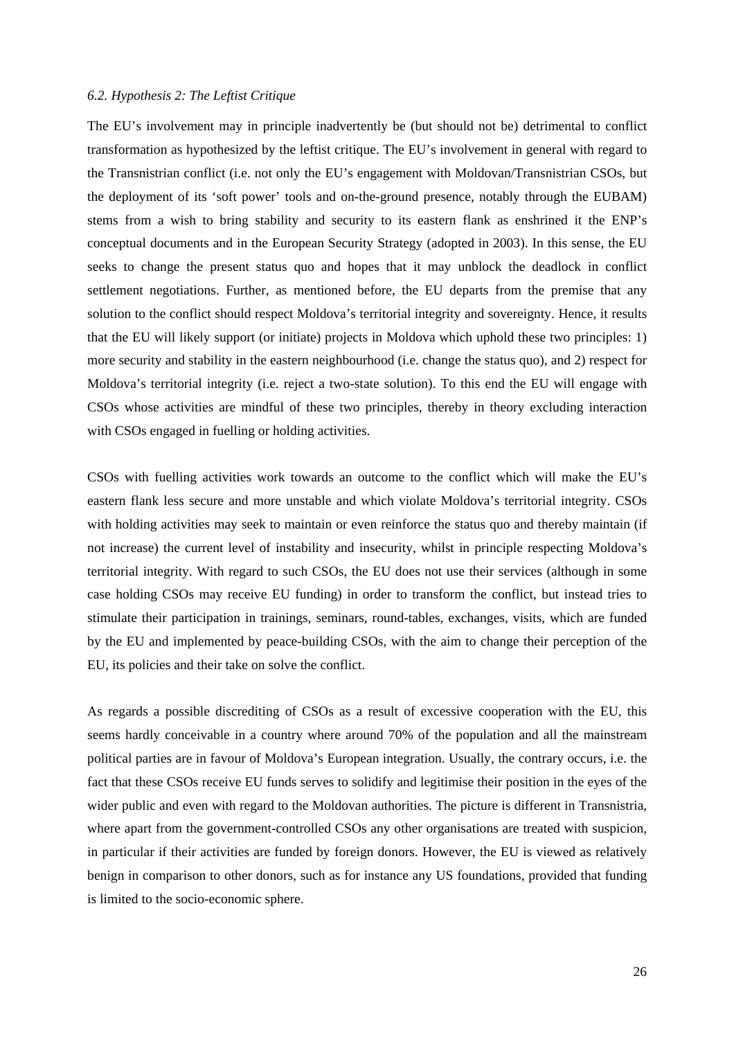### *6.2. Hypothesis 2: The Leftist Critique*

The EU's involvement may in principle inadvertently be (but should not be) detrimental to conflict transformation as hypothesized by the leftist critique. The EU's involvement in general with regard to the Transnistrian conflict (i.e. not only the EU's engagement with Moldovan/Transnistrian CSOs, but the deployment of its 'soft power' tools and on-the-ground presence, notably through the EUBAM) stems from a wish to bring stability and security to its eastern flank as enshrined it the ENP's conceptual documents and in the European Security Strategy (adopted in 2003). In this sense, the EU seeks to change the present status quo and hopes that it may unblock the deadlock in conflict settlement negotiations. Further, as mentioned before, the EU departs from the premise that any solution to the conflict should respect Moldova's territorial integrity and sovereignty. Hence, it results that the EU will likely support (or initiate) projects in Moldova which uphold these two principles: 1) more security and stability in the eastern neighbourhood (i.e. change the status quo), and 2) respect for Moldova's territorial integrity (i.e. reject a two-state solution). To this end the EU will engage with CSOs whose activities are mindful of these two principles, thereby in theory excluding interaction with CSOs engaged in fuelling or holding activities.

CSOs with fuelling activities work towards an outcome to the conflict which will make the EU's eastern flank less secure and more unstable and which violate Moldova's territorial integrity. CSOs with holding activities may seek to maintain or even reinforce the status quo and thereby maintain (if not increase) the current level of instability and insecurity, whilst in principle respecting Moldova's territorial integrity. With regard to such CSOs, the EU does not use their services (although in some case holding CSOs may receive EU funding) in order to transform the conflict, but instead tries to stimulate their participation in trainings, seminars, round-tables, exchanges, visits, which are funded by the EU and implemented by peace-building CSOs, with the aim to change their perception of the EU, its policies and their take on solve the conflict.

As regards a possible discrediting of CSOs as a result of excessive cooperation with the EU, this seems hardly conceivable in a country where around 70% of the population and all the mainstream political parties are in favour of Moldova's European integration. Usually, the contrary occurs, i.e. the fact that these CSOs receive EU funds serves to solidify and legitimise their position in the eyes of the wider public and even with regard to the Moldovan authorities. The picture is different in Transnistria, where apart from the government-controlled CSOs any other organisations are treated with suspicion, in particular if their activities are funded by foreign donors. However, the EU is viewed as relatively benign in comparison to other donors, such as for instance any US foundations, provided that funding is limited to the socio-economic sphere.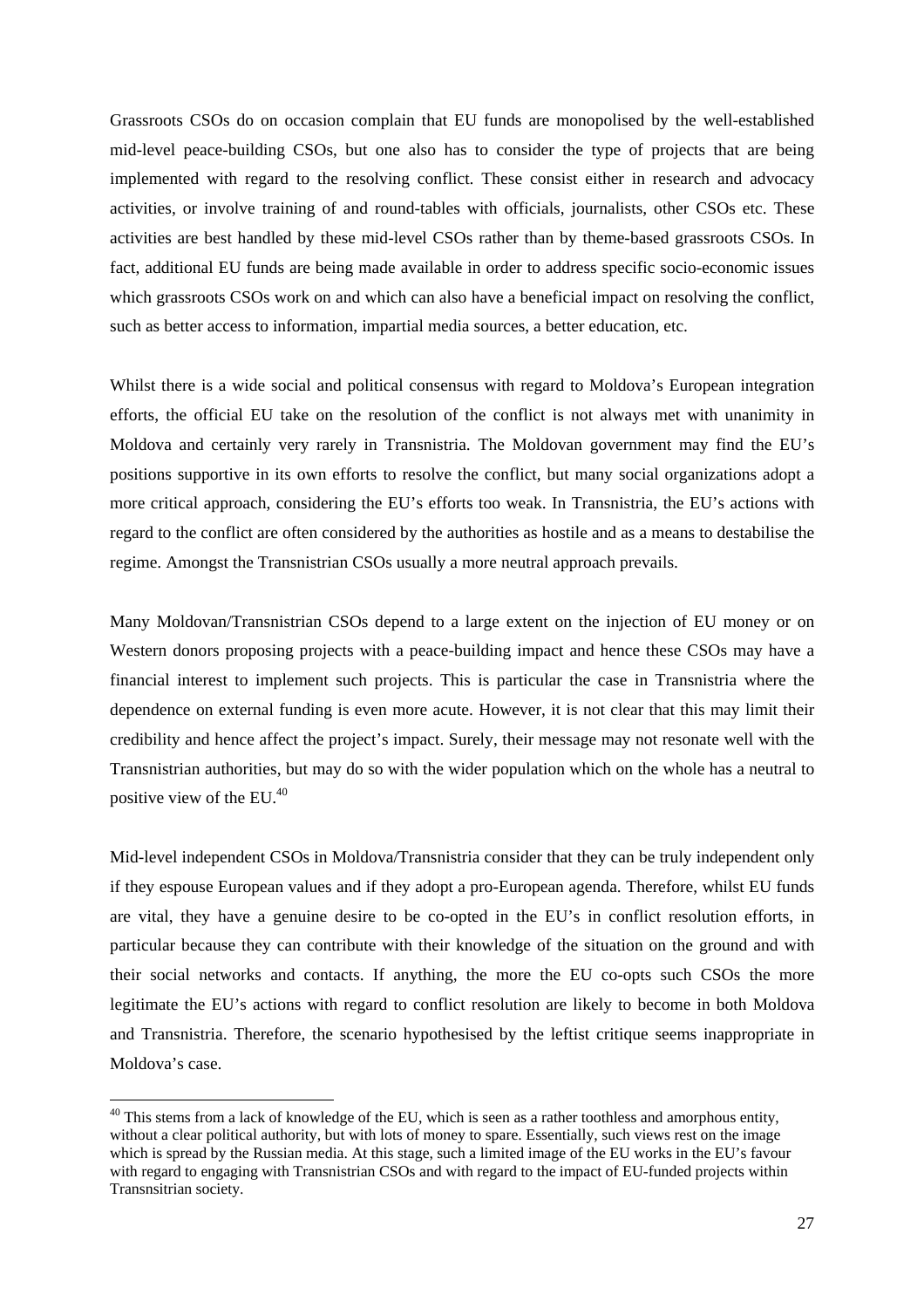Grassroots CSOs do on occasion complain that EU funds are monopolised by the well-established mid-level peace-building CSOs, but one also has to consider the type of projects that are being implemented with regard to the resolving conflict. These consist either in research and advocacy activities, or involve training of and round-tables with officials, journalists, other CSOs etc. These activities are best handled by these mid-level CSOs rather than by theme-based grassroots CSOs. In fact, additional EU funds are being made available in order to address specific socio-economic issues which grassroots CSOs work on and which can also have a beneficial impact on resolving the conflict, such as better access to information, impartial media sources, a better education, etc.

Whilst there is a wide social and political consensus with regard to Moldova's European integration efforts, the official EU take on the resolution of the conflict is not always met with unanimity in Moldova and certainly very rarely in Transnistria. The Moldovan government may find the EU's positions supportive in its own efforts to resolve the conflict, but many social organizations adopt a more critical approach, considering the EU's efforts too weak. In Transnistria, the EU's actions with regard to the conflict are often considered by the authorities as hostile and as a means to destabilise the regime. Amongst the Transnistrian CSOs usually a more neutral approach prevails.

Many Moldovan/Transnistrian CSOs depend to a large extent on the injection of EU money or on Western donors proposing projects with a peace-building impact and hence these CSOs may have a financial interest to implement such projects. This is particular the case in Transnistria where the dependence on external funding is even more acute. However, it is not clear that this may limit their credibility and hence affect the project's impact. Surely, their message may not resonate well with the Transnistrian authorities, but may do so with the wider population which on the whole has a neutral to positive view of the EU.[40]

Mid-level independent CSOs in Moldova/Transnistria consider that they can be truly independent only if they espouse European values and if they adopt a pro-European agenda. Therefore, whilst EU funds are vital, they have a genuine desire to be co-opted in the EU's in conflict resolution efforts, in particular because they can contribute with their knowledge of the situation on the ground and with their social networks and contacts. If anything, the more the EU co-opts such CSOs the more legitimate the EU's actions with regard to conflict resolution are likely to become in both Moldova and Transnistria. Therefore, the scenario hypothesised by the leftist critique seems inappropriate in Moldova's case.

---

[40] This stems from a lack of knowledge of the EU, which is seen as a rather toothless and amorphous entity, without a clear political authority, but with lots of money to spare. Essentially, such views rest on the image which is spread by the Russian media. At this stage, such a limited image of the EU works in the EU's favour with regard to engaging with Transnistrian CSOs and with regard to the impact of EU-funded projects within Transnsitrian society.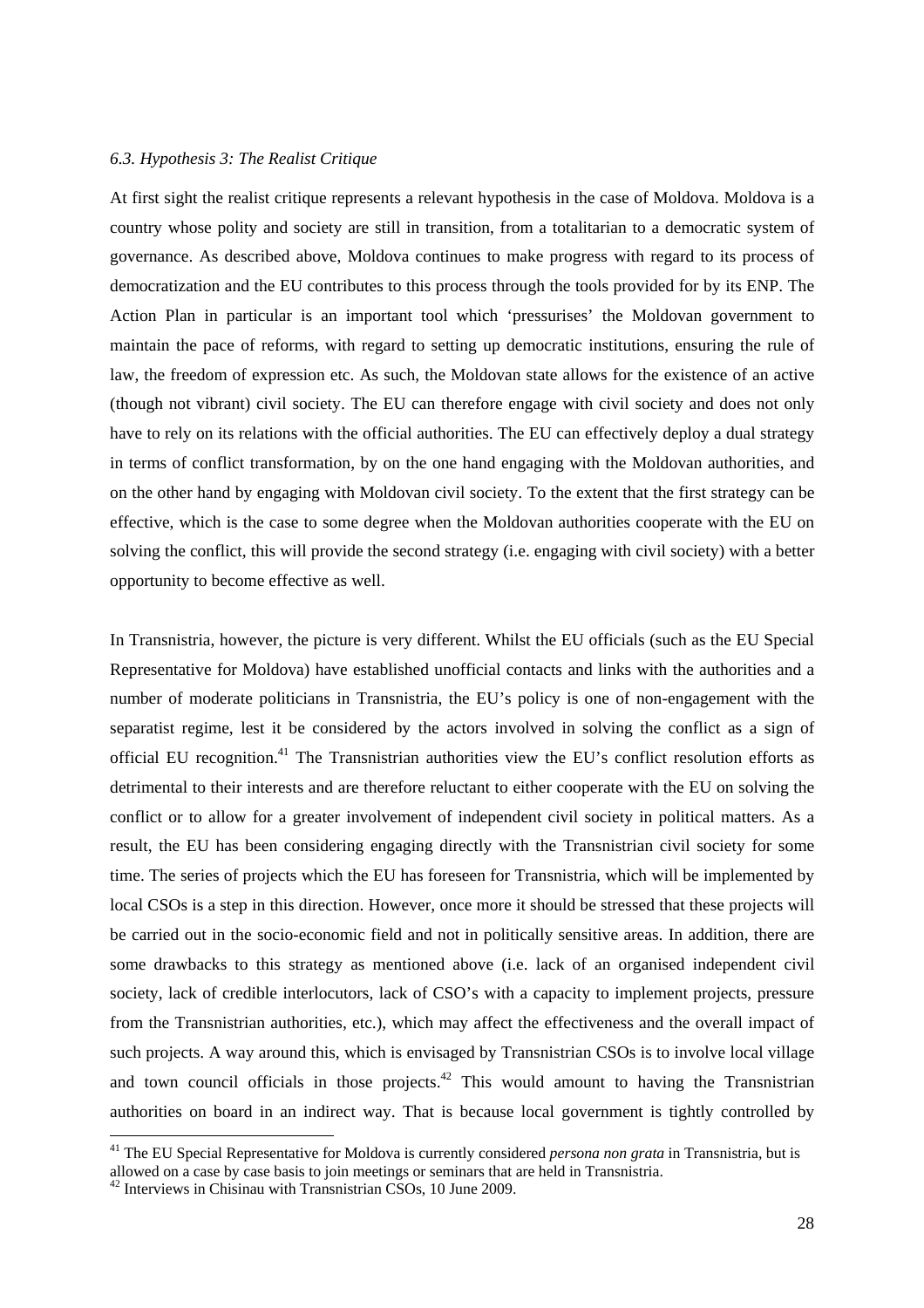### *6.3. Hypothesis 3: The Realist Critique*

At first sight the realist critique represents a relevant hypothesis in the case of Moldova. Moldova is a country whose polity and society are still in transition, from a totalitarian to a democratic system of governance. As described above, Moldova continues to make progress with regard to its process of democratization and the EU contributes to this process through the tools provided for by its ENP. The Action Plan in particular is an important tool which 'pressurises' the Moldovan government to maintain the pace of reforms, with regard to setting up democratic institutions, ensuring the rule of law, the freedom of expression etc. As such, the Moldovan state allows for the existence of an active (though not vibrant) civil society. The EU can therefore engage with civil society and does not only have to rely on its relations with the official authorities. The EU can effectively deploy a dual strategy in terms of conflict transformation, by on the one hand engaging with the Moldovan authorities, and on the other hand by engaging with Moldovan civil society. To the extent that the first strategy can be effective, which is the case to some degree when the Moldovan authorities cooperate with the EU on solving the conflict, this will provide the second strategy (i.e. engaging with civil society) with a better opportunity to become effective as well.

In Transnistria, however, the picture is very different. Whilst the EU officials (such as the EU Special Representative for Moldova) have established unofficial contacts and links with the authorities and a number of moderate politicians in Transnistria, the EU's policy is one of non-engagement with the separatist regime, lest it be considered by the actors involved in solving the conflict as a sign of official EU recognition.[41] The Transnistrian authorities view the EU's conflict resolution efforts as detrimental to their interests and are therefore reluctant to either cooperate with the EU on solving the conflict or to allow for a greater involvement of independent civil society in political matters. As a result, the EU has been considering engaging directly with the Transnistrian civil society for some time. The series of projects which the EU has foreseen for Transnistria, which will be implemented by local CSOs is a step in this direction. However, once more it should be stressed that these projects will be carried out in the socio-economic field and not in politically sensitive areas. In addition, there are some drawbacks to this strategy as mentioned above (i.e. lack of an organised independent civil society, lack of credible interlocutors, lack of CSO's with a capacity to implement projects, pressure from the Transnistrian authorities, etc.), which may affect the effectiveness and the overall impact of such projects. A way around this, which is envisaged by Transnistrian CSOs is to involve local village and town council officials in those projects.[42] This would amount to having the Transnistrian authorities on board in an indirect way. That is because local government is tightly controlled by

[41] The EU Special Representative for Moldova is currently considered *persona non grata* in Transnistria, but is allowed on a case by case basis to join meetings or seminars that are held in Transnistria.

[42] Interviews in Chisinau with Transnistrian CSOs, 10 June 2009.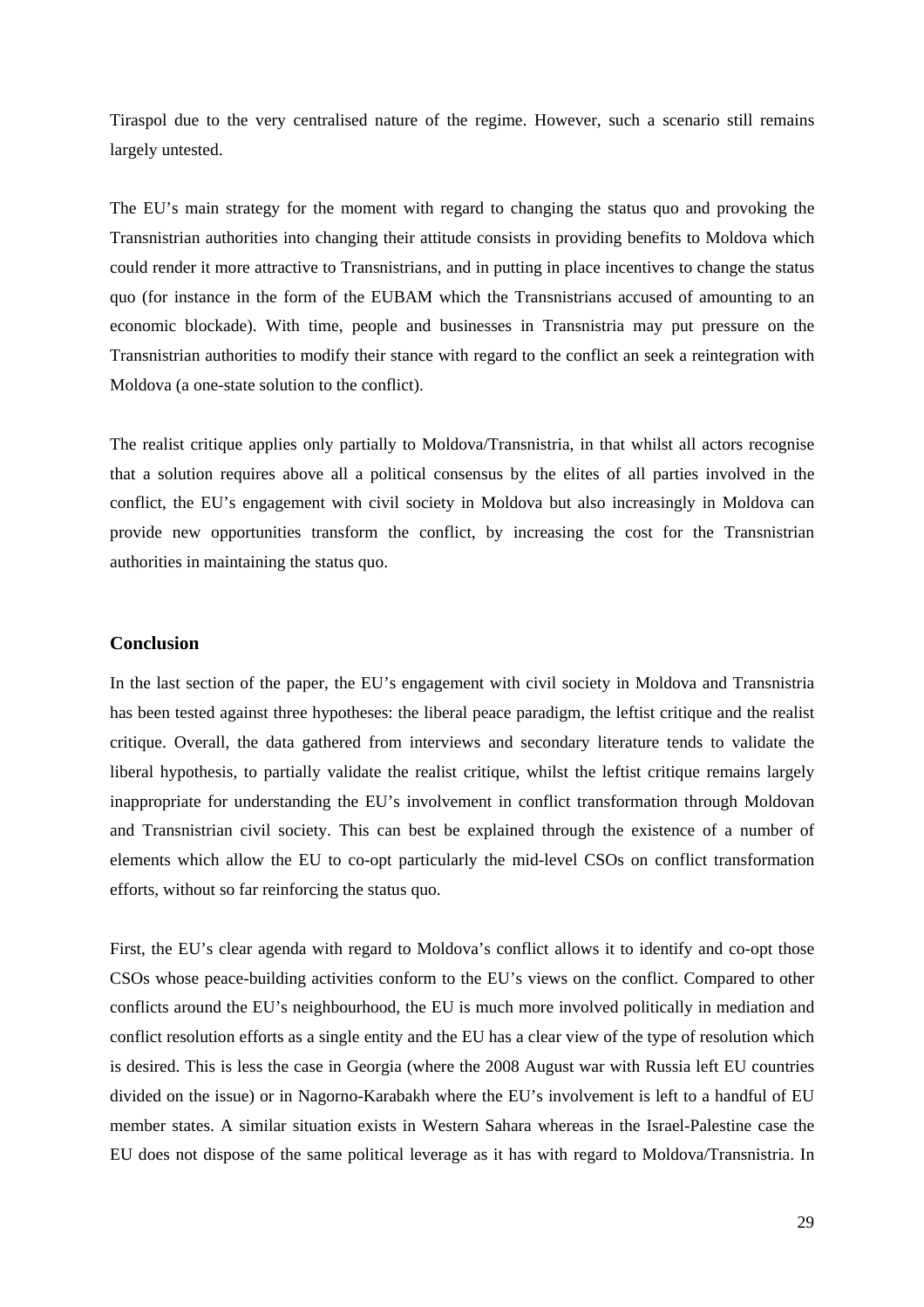Tiraspol due to the very centralised nature of the regime. However, such a scenario still remains largely untested.

The EU's main strategy for the moment with regard to changing the status quo and provoking the Transnistrian authorities into changing their attitude consists in providing benefits to Moldova which could render it more attractive to Transnistrians, and in putting in place incentives to change the status quo (for instance in the form of the EUBAM which the Transnistrians accused of amounting to an economic blockade). With time, people and businesses in Transnistria may put pressure on the Transnistrian authorities to modify their stance with regard to the conflict an seek a reintegration with Moldova (a one-state solution to the conflict).

The realist critique applies only partially to Moldova/Transnistria, in that whilst all actors recognise that a solution requires above all a political consensus by the elites of all parties involved in the conflict, the EU's engagement with civil society in Moldova but also increasingly in Moldova can provide new opportunities transform the conflict, by increasing the cost for the Transnistrian authorities in maintaining the status quo.

## Conclusion

In the last section of the paper, the EU's engagement with civil society in Moldova and Transnistria has been tested against three hypotheses: the liberal peace paradigm, the leftist critique and the realist critique. Overall, the data gathered from interviews and secondary literature tends to validate the liberal hypothesis, to partially validate the realist critique, whilst the leftist critique remains largely inappropriate for understanding the EU's involvement in conflict transformation through Moldovan and Transnistrian civil society. This can best be explained through the existence of a number of elements which allow the EU to co-opt particularly the mid-level CSOs on conflict transformation efforts, without so far reinforcing the status quo.

First, the EU's clear agenda with regard to Moldova's conflict allows it to identify and co-opt those CSOs whose peace-building activities conform to the EU's views on the conflict. Compared to other conflicts around the EU's neighbourhood, the EU is much more involved politically in mediation and conflict resolution efforts as a single entity and the EU has a clear view of the type of resolution which is desired. This is less the case in Georgia (where the 2008 August war with Russia left EU countries divided on the issue) or in Nagorno-Karabakh where the EU's involvement is left to a handful of EU member states. A similar situation exists in Western Sahara whereas in the Israel-Palestine case the EU does not dispose of the same political leverage as it has with regard to Moldova/Transnistria. In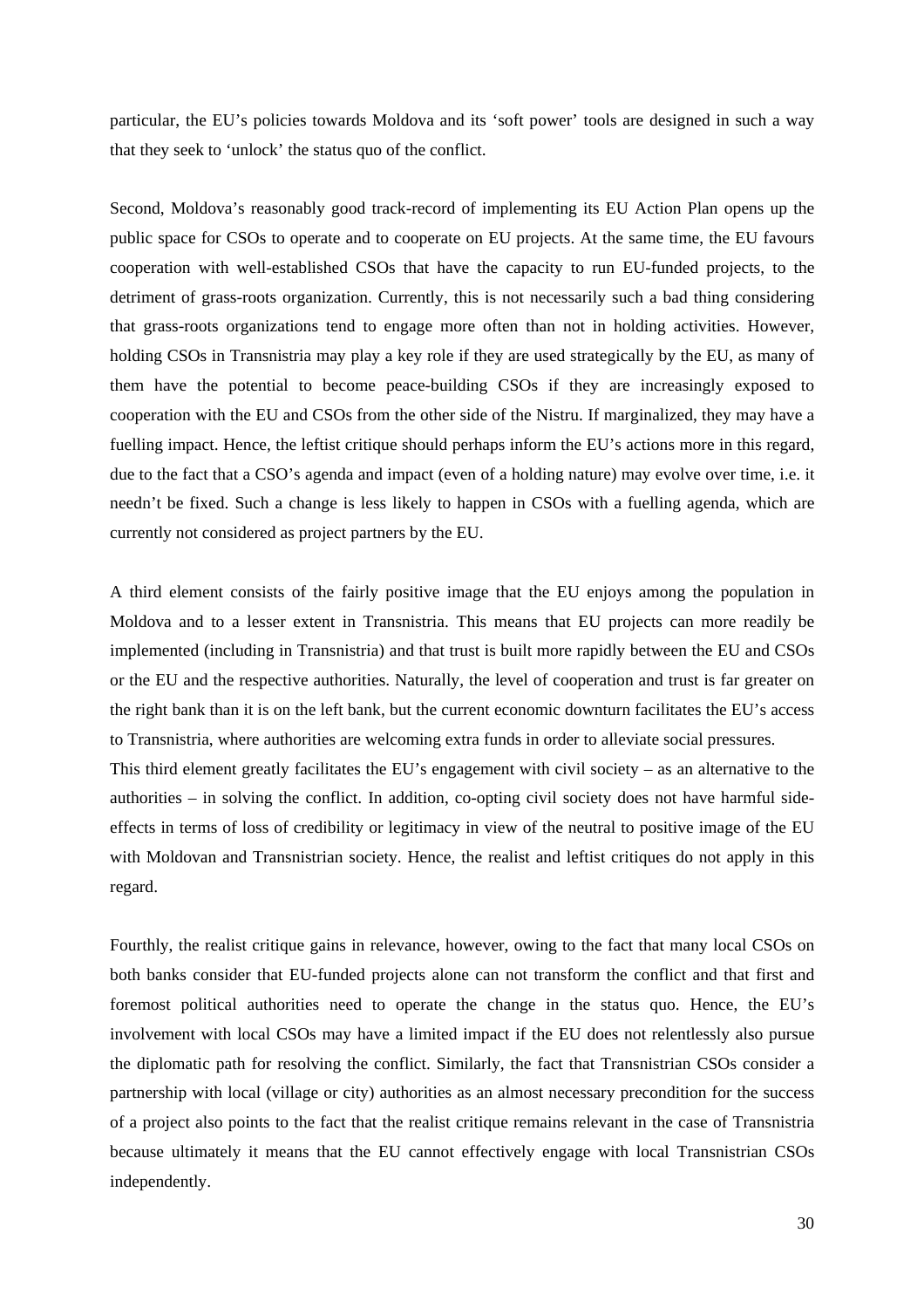particular, the EU's policies towards Moldova and its 'soft power' tools are designed in such a way that they seek to 'unlock' the status quo of the conflict.

Second, Moldova's reasonably good track-record of implementing its EU Action Plan opens up the public space for CSOs to operate and to cooperate on EU projects. At the same time, the EU favours cooperation with well-established CSOs that have the capacity to run EU-funded projects, to the detriment of grass-roots organization. Currently, this is not necessarily such a bad thing considering that grass-roots organizations tend to engage more often than not in holding activities. However, holding CSOs in Transnistria may play a key role if they are used strategically by the EU, as many of them have the potential to become peace-building CSOs if they are increasingly exposed to cooperation with the EU and CSOs from the other side of the Nistru. If marginalized, they may have a fuelling impact. Hence, the leftist critique should perhaps inform the EU's actions more in this regard, due to the fact that a CSO's agenda and impact (even of a holding nature) may evolve over time, i.e. it needn't be fixed. Such a change is less likely to happen in CSOs with a fuelling agenda, which are currently not considered as project partners by the EU.

A third element consists of the fairly positive image that the EU enjoys among the population in Moldova and to a lesser extent in Transnistria. This means that EU projects can more readily be implemented (including in Transnistria) and that trust is built more rapidly between the EU and CSOs or the EU and the respective authorities. Naturally, the level of cooperation and trust is far greater on the right bank than it is on the left bank, but the current economic downturn facilitates the EU's access to Transnistria, where authorities are welcoming extra funds in order to alleviate social pressures.

This third element greatly facilitates the EU's engagement with civil society – as an alternative to the authorities – in solving the conflict. In addition, co-opting civil society does not have harmful side-effects in terms of loss of credibility or legitimacy in view of the neutral to positive image of the EU with Moldovan and Transnistrian society. Hence, the realist and leftist critiques do not apply in this regard.

Fourthly, the realist critique gains in relevance, however, owing to the fact that many local CSOs on both banks consider that EU-funded projects alone can not transform the conflict and that first and foremost political authorities need to operate the change in the status quo. Hence, the EU's involvement with local CSOs may have a limited impact if the EU does not relentlessly also pursue the diplomatic path for resolving the conflict. Similarly, the fact that Transnistrian CSOs consider a partnership with local (village or city) authorities as an almost necessary precondition for the success of a project also points to the fact that the realist critique remains relevant in the case of Transnistria because ultimately it means that the EU cannot effectively engage with local Transnistrian CSOs independently.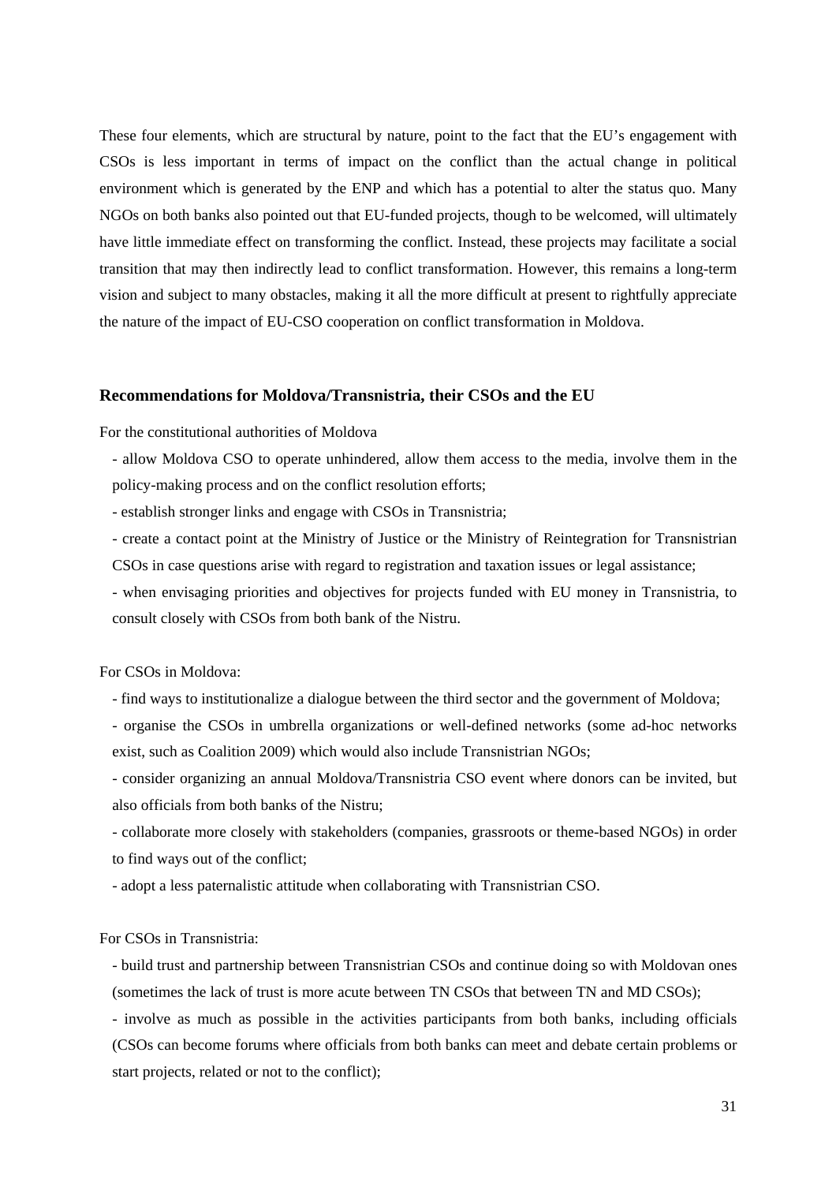These four elements, which are structural by nature, point to the fact that the EU's engagement with CSOs is less important in terms of impact on the conflict than the actual change in political environment which is generated by the ENP and which has a potential to alter the status quo. Many NGOs on both banks also pointed out that EU-funded projects, though to be welcomed, will ultimately have little immediate effect on transforming the conflict. Instead, these projects may facilitate a social transition that may then indirectly lead to conflict transformation. However, this remains a long-term vision and subject to many obstacles, making it all the more difficult at present to rightfully appreciate the nature of the impact of EU-CSO cooperation on conflict transformation in Moldova.

### Recommendations for Moldova/Transnistria, their CSOs and the EU

For the constitutional authorities of Moldova

- allow Moldova CSO to operate unhindered, allow them access to the media, involve them in the policy-making process and on the conflict resolution efforts;
- establish stronger links and engage with CSOs in Transnistria;
- create a contact point at the Ministry of Justice or the Ministry of Reintegration for Transnistrian CSOs in case questions arise with regard to registration and taxation issues or legal assistance;
- when envisaging priorities and objectives for projects funded with EU money in Transnistria, to consult closely with CSOs from both bank of the Nistru.

For CSOs in Moldova:

- find ways to institutionalize a dialogue between the third sector and the government of Moldova;
- organise the CSOs in umbrella organizations or well-defined networks (some ad-hoc networks exist, such as Coalition 2009) which would also include Transnistrian NGOs;
- consider organizing an annual Moldova/Transnistria CSO event where donors can be invited, but also officials from both banks of the Nistru;
- collaborate more closely with stakeholders (companies, grassroots or theme-based NGOs) in order to find ways out of the conflict;
- adopt a less paternalistic attitude when collaborating with Transnistrian CSO.

For CSOs in Transnistria:

- build trust and partnership between Transnistrian CSOs and continue doing so with Moldovan ones (sometimes the lack of trust is more acute between TN CSOs that between TN and MD CSOs);
- involve as much as possible in the activities participants from both banks, including officials (CSOs can become forums where officials from both banks can meet and debate certain problems or start projects, related or not to the conflict);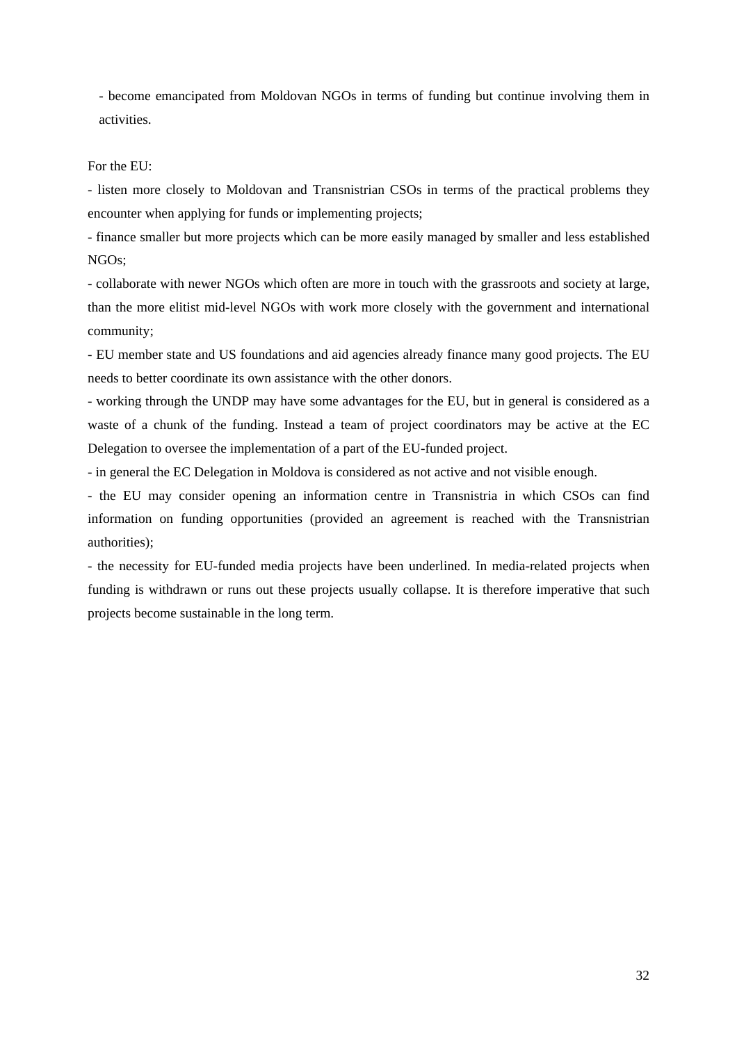- become emancipated from Moldovan NGOs in terms of funding but continue involving them in activities.

For the EU:

- listen more closely to Moldovan and Transnistrian CSOs in terms of the practical problems they encounter when applying for funds or implementing projects;

- finance smaller but more projects which can be more easily managed by smaller and less established NGOs;

- collaborate with newer NGOs which often are more in touch with the grassroots and society at large, than the more elitist mid-level NGOs with work more closely with the government and international community;

- EU member state and US foundations and aid agencies already finance many good projects. The EU needs to better coordinate its own assistance with the other donors.

- working through the UNDP may have some advantages for the EU, but in general is considered as a waste of a chunk of the funding. Instead a team of project coordinators may be active at the EC Delegation to oversee the implementation of a part of the EU-funded project.

- in general the EC Delegation in Moldova is considered as not active and not visible enough.

- the EU may consider opening an information centre in Transnistria in which CSOs can find information on funding opportunities (provided an agreement is reached with the Transnistrian authorities);

- the necessity for EU-funded media projects have been underlined. In media-related projects when funding is withdrawn or runs out these projects usually collapse. It is therefore imperative that such projects become sustainable in the long term.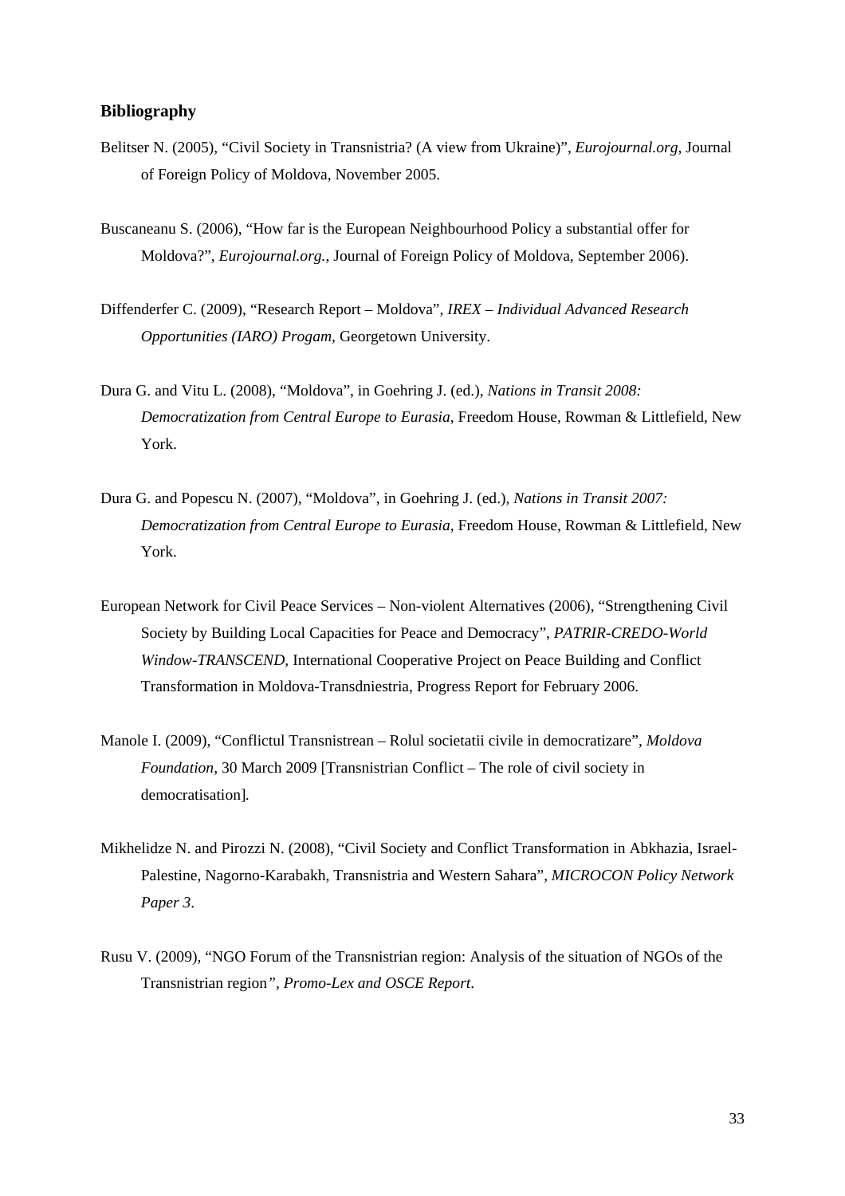## Bibliography

Belitser N. (2005), “Civil Society in Transnistria? (A view from Ukraine)”, *Eurojournal.org*, Journal of Foreign Policy of Moldova, November 2005.

Buscaneanu S. (2006), “How far is the European Neighbourhood Policy a substantial offer for Moldova?”, *Eurojournal.org.*, Journal of Foreign Policy of Moldova, September 2006).

Diffenderfer C. (2009), “Research Report – Moldova”, *IREX – Individual Advanced Research Opportunities (IARO) Progam,* Georgetown University.

Dura G. and Vitu L. (2008), “Moldova”, in Goehring J. (ed.), *Nations in Transit 2008: Democratization from Central Europe to Eurasia*, Freedom House, Rowman & Littlefield, New York.

Dura G. and Popescu N. (2007), “Moldova”, in Goehring J. (ed.), *Nations in Transit 2007: Democratization from Central Europe to Eurasia*, Freedom House, Rowman & Littlefield, New York.

European Network for Civil Peace Services – Non-violent Alternatives (2006), “Strengthening Civil Society by Building Local Capacities for Peace and Democracy”, *PATRIR-CREDO-World Window-TRANSCEND*, International Cooperative Project on Peace Building and Conflict Transformation in Moldova-Transdniestria, Progress Report for February 2006.

Manole I. (2009), “Conflictul Transnistrean – Rolul societatii civile in democratizare”, *Moldova Foundation*, 30 March 2009 [Transnistrian Conflict – The role of civil society in democratisation].

Mikhelidze N. and Pirozzi N. (2008), “Civil Society and Conflict Transformation in Abkhazia, Israel-Palestine, Nagorno-Karabakh, Transnistria and Western Sahara”, *MICROCON Policy Network Paper 3*.

Rusu V. (2009), “NGO Forum of the Transnistrian region: Analysis of the situation of NGOs of the Transnistrian region*”, Promo-Lex and OSCE Report*.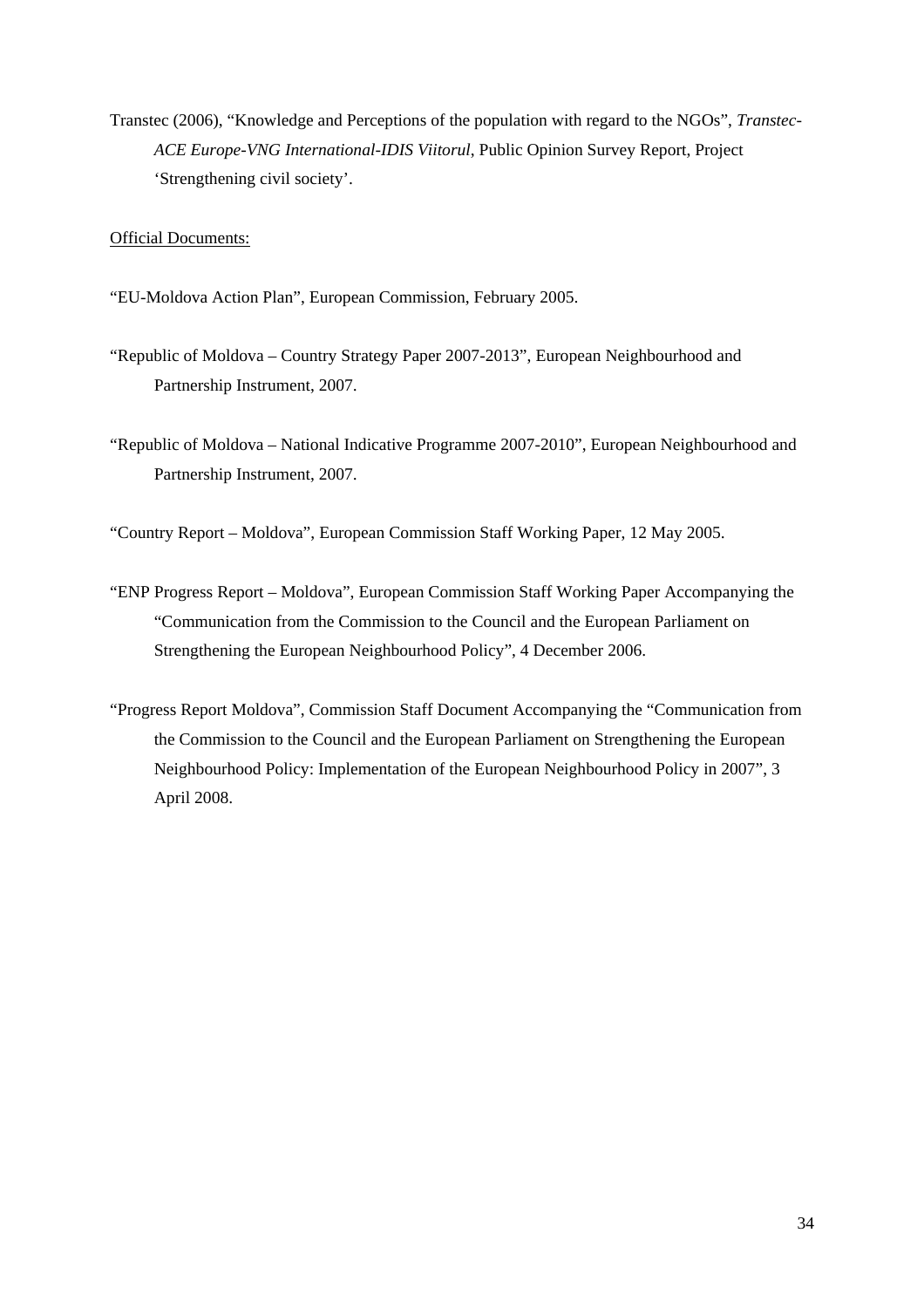Transtec (2006), "Knowledge and Perceptions of the population with regard to the NGOs", *Transtec-ACE Europe-VNG International-IDIS Viitorul*, Public Opinion Survey Report, Project 'Strengthening civil society'.

Official Documents:

"EU-Moldova Action Plan", European Commission, February 2005.

"Republic of Moldova – Country Strategy Paper 2007-2013", European Neighbourhood and Partnership Instrument, 2007.

"Republic of Moldova – National Indicative Programme 2007-2010", European Neighbourhood and Partnership Instrument, 2007.

"Country Report – Moldova", European Commission Staff Working Paper, 12 May 2005.

"ENP Progress Report – Moldova", European Commission Staff Working Paper Accompanying the "Communication from the Commission to the Council and the European Parliament on Strengthening the European Neighbourhood Policy", 4 December 2006.

"Progress Report Moldova", Commission Staff Document Accompanying the "Communication from the Commission to the Council and the European Parliament on Strengthening the European Neighbourhood Policy: Implementation of the European Neighbourhood Policy in 2007", 3 April 2008.